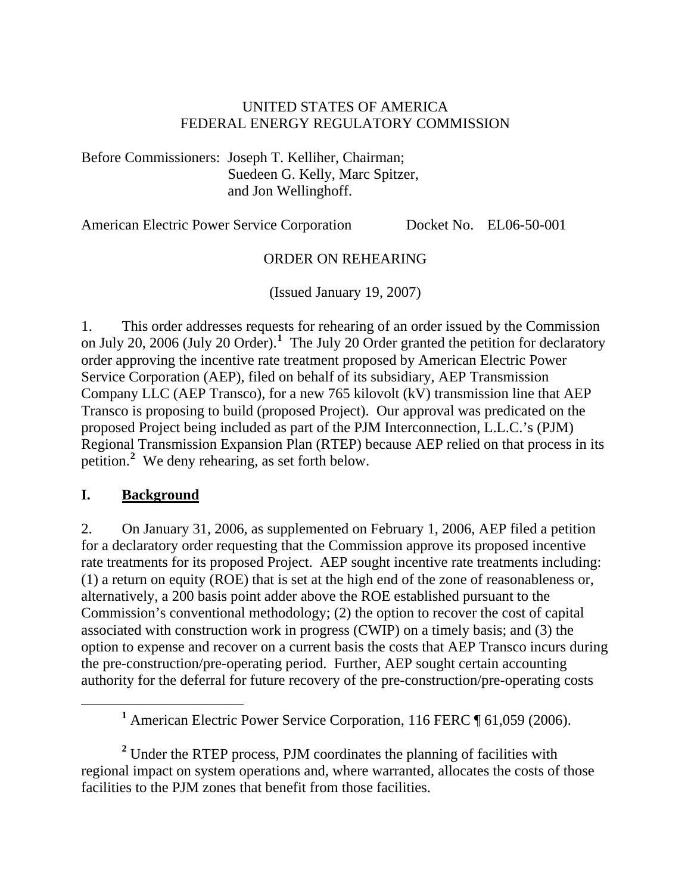UNITED STATES OF AMERICA
FEDERAL ENERGY REGULATORY COMMISSION

Before Commissioners: Joseph T. Kelliher, Chairman;
Suedeen G. Kelly, Marc Spitzer,
and Jon Wellinghoff.

American Electric Power Service Corporation Docket No. EL06-50-001

ORDER ON REHEARING

(Issued January 19, 2007)

1. This order addresses requests for rehearing of an order issued by the Commission on July 20, 2006 (July 20 Order).[1] The July 20 Order granted the petition for declaratory order approving the incentive rate treatment proposed by American Electric Power Service Corporation (AEP), filed on behalf of its subsidiary, AEP Transmission Company LLC (AEP Transco), for a new 765 kilovolt (kV) transmission line that AEP Transco is proposing to build (proposed Project). Our approval was predicated on the proposed Project being included as part of the PJM Interconnection, L.L.C.'s (PJM) Regional Transmission Expansion Plan (RTEP) because AEP relied on that process in its petition.[2] We deny rehearing, as set forth below.

## I. Background

2. On January 31, 2006, as supplemented on February 1, 2006, AEP filed a petition for a declaratory order requesting that the Commission approve its proposed incentive rate treatments for its proposed Project. AEP sought incentive rate treatments including: (1) a return on equity (ROE) that is set at the high end of the zone of reasonableness or, alternatively, a 200 basis point adder above the ROE established pursuant to the Commission's conventional methodology; (2) the option to recover the cost of capital associated with construction work in progress (CWIP) on a timely basis; and (3) the option to expense and recover on a current basis the costs that AEP Transco incurs during the pre-construction/pre-operating period. Further, AEP sought certain accounting authority for the deferral for future recovery of the pre-construction/pre-operating costs

[1] American Electric Power Service Corporation, 116 FERC ¶ 61,059 (2006).

[2] Under the RTEP process, PJM coordinates the planning of facilities with regional impact on system operations and, where warranted, allocates the costs of those facilities to the PJM zones that benefit from those facilities.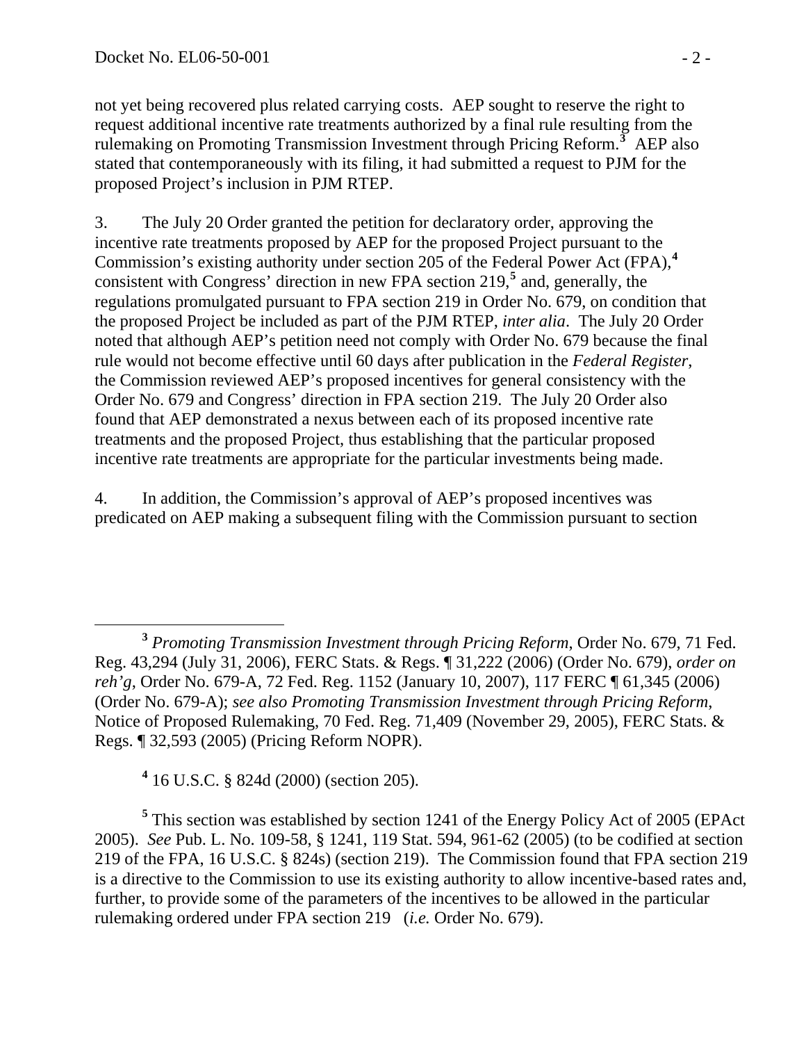not yet being recovered plus related carrying costs. AEP sought to reserve the right to request additional incentive rate treatments authorized by a final rule resulting from the rulemaking on Promoting Transmission Investment through Pricing Reform.[3] AEP also stated that contemporaneously with its filing, it had submitted a request to PJM for the proposed Project's inclusion in PJM RTEP.

3. The July 20 Order granted the petition for declaratory order, approving the incentive rate treatments proposed by AEP for the proposed Project pursuant to the Commission's existing authority under section 205 of the Federal Power Act (FPA),[4] consistent with Congress' direction in new FPA section 219,[5] and, generally, the regulations promulgated pursuant to FPA section 219 in Order No. 679, on condition that the proposed Project be included as part of the PJM RTEP, *inter alia*. The July 20 Order noted that although AEP's petition need not comply with Order No. 679 because the final rule would not become effective until 60 days after publication in the *Federal Register*, the Commission reviewed AEP's proposed incentives for general consistency with the Order No. 679 and Congress' direction in FPA section 219. The July 20 Order also found that AEP demonstrated a nexus between each of its proposed incentive rate treatments and the proposed Project, thus establishing that the particular proposed incentive rate treatments are appropriate for the particular investments being made.

4. In addition, the Commission's approval of AEP's proposed incentives was predicated on AEP making a subsequent filing with the Commission pursuant to section

---

[3] *Promoting Transmission Investment through Pricing Reform*, Order No. 679, 71 Fed. Reg. 43,294 (July 31, 2006), FERC Stats. & Regs. ¶ 31,222 (2006) (Order No. 679), *order on reh'g*, Order No. 679-A, 72 Fed. Reg. 1152 (January 10, 2007), 117 FERC ¶ 61,345 (2006) (Order No. 679-A); *see also Promoting Transmission Investment through Pricing Reform*, Notice of Proposed Rulemaking, 70 Fed. Reg. 71,409 (November 29, 2005), FERC Stats. & Regs. ¶ 32,593 (2005) (Pricing Reform NOPR).

[4] 16 U.S.C. § 824d (2000) (section 205).

[5] This section was established by section 1241 of the Energy Policy Act of 2005 (EPAct 2005). *See* Pub. L. No. 109-58, § 1241, 119 Stat. 594, 961-62 (2005) (to be codified at section 219 of the FPA, 16 U.S.C. § 824s) (section 219). The Commission found that FPA section 219 is a directive to the Commission to use its existing authority to allow incentive-based rates and, further, to provide some of the parameters of the incentives to be allowed in the particular rulemaking ordered under FPA section 219 (*i.e.* Order No. 679).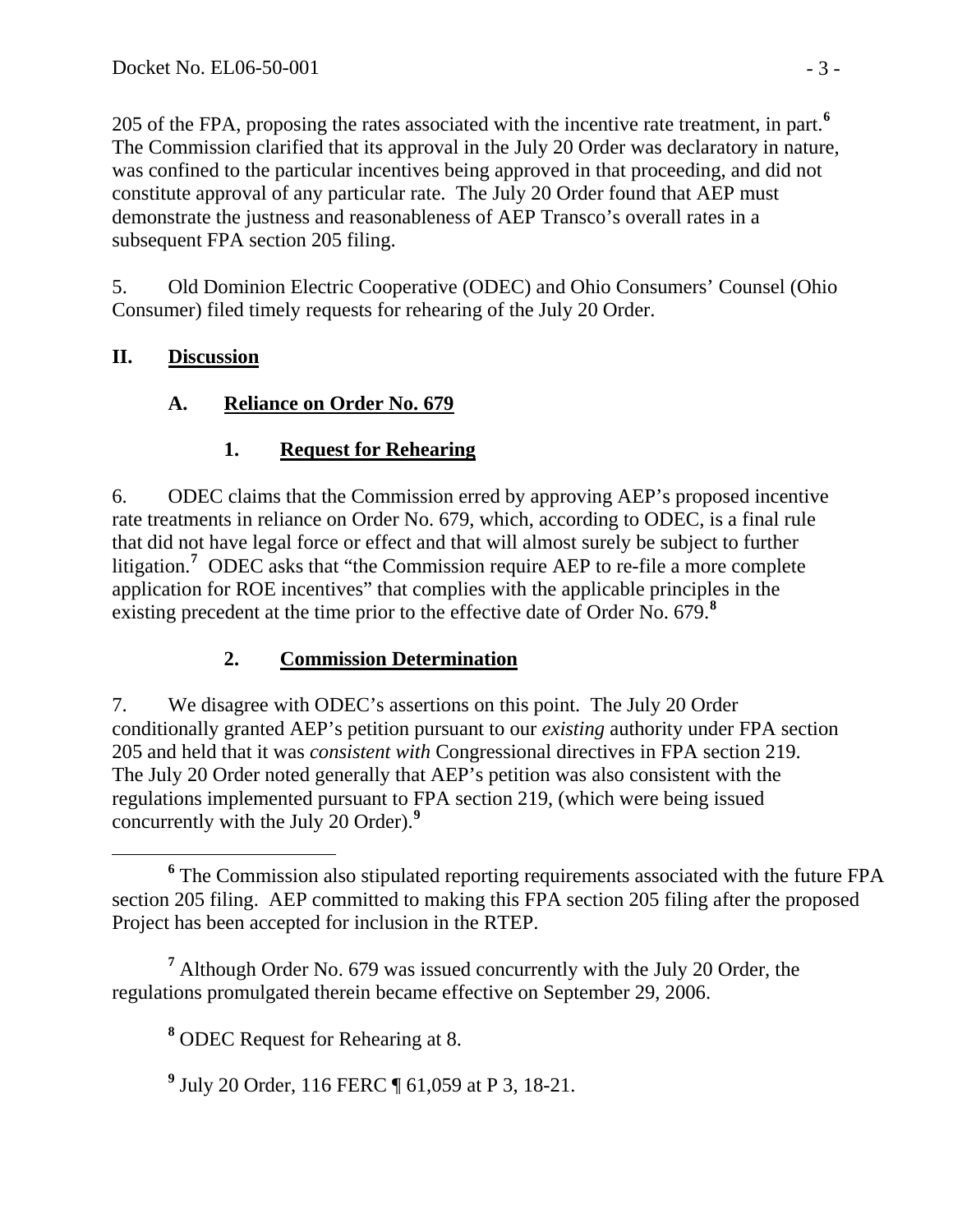205 of the FPA, proposing the rates associated with the incentive rate treatment, in part.[6] The Commission clarified that its approval in the July 20 Order was declaratory in nature, was confined to the particular incentives being approved in that proceeding, and did not constitute approval of any particular rate. The July 20 Order found that AEP must demonstrate the justness and reasonableness of AEP Transco's overall rates in a subsequent FPA section 205 filing.

5. Old Dominion Electric Cooperative (ODEC) and Ohio Consumers' Counsel (Ohio Consumer) filed timely requests for rehearing of the July 20 Order.

## II. Discussion

### A. Reliance on Order No. 679

#### 1. Request for Rehearing

6. ODEC claims that the Commission erred by approving AEP's proposed incentive rate treatments in reliance on Order No. 679, which, according to ODEC, is a final rule that did not have legal force or effect and that will almost surely be subject to further litigation.[7] ODEC asks that "the Commission require AEP to re-file a more complete application for ROE incentives" that complies with the applicable principles in the existing precedent at the time prior to the effective date of Order No. 679.[8]

#### 2. Commission Determination

7. We disagree with ODEC's assertions on this point. The July 20 Order conditionally granted AEP's petition pursuant to our *existing* authority under FPA section 205 and held that it was *consistent with* Congressional directives in FPA section 219. The July 20 Order noted generally that AEP's petition was also consistent with the regulations implemented pursuant to FPA section 219, (which were being issued concurrently with the July 20 Order).[9]

---

[6] The Commission also stipulated reporting requirements associated with the future FPA section 205 filing. AEP committed to making this FPA section 205 filing after the proposed Project has been accepted for inclusion in the RTEP.

[7] Although Order No. 679 was issued concurrently with the July 20 Order, the regulations promulgated therein became effective on September 29, 2006.

[8] ODEC Request for Rehearing at 8.

[9] July 20 Order, 116 FERC ¶ 61,059 at P 3, 18-21.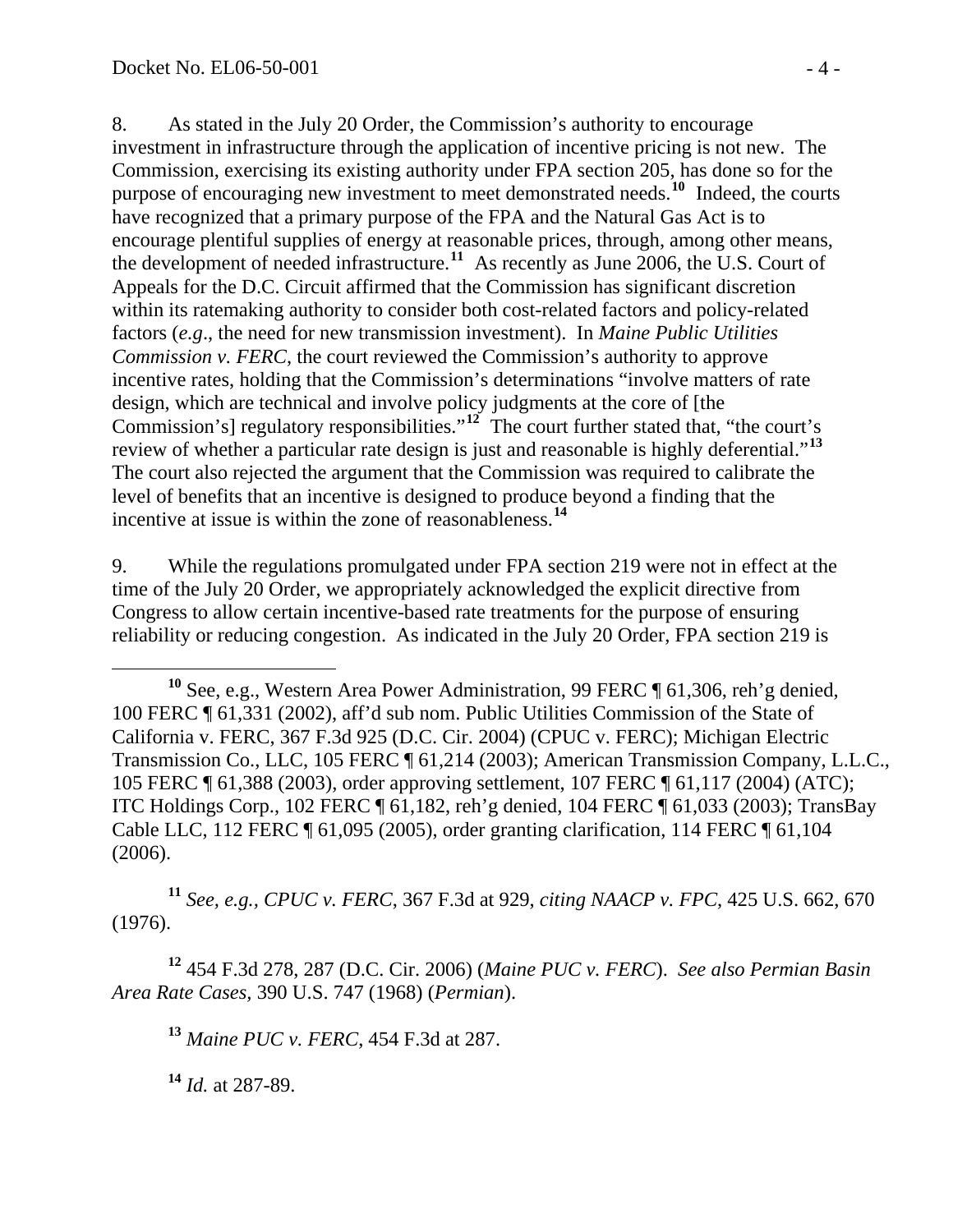8. As stated in the July 20 Order, the Commission's authority to encourage investment in infrastructure through the application of incentive pricing is not new. The Commission, exercising its existing authority under FPA section 205, has done so for the purpose of encouraging new investment to meet demonstrated needs.[10] Indeed, the courts have recognized that a primary purpose of the FPA and the Natural Gas Act is to encourage plentiful supplies of energy at reasonable prices, through, among other means, the development of needed infrastructure.[11] As recently as June 2006, the U.S. Court of Appeals for the D.C. Circuit affirmed that the Commission has significant discretion within its ratemaking authority to consider both cost-related factors and policy-related factors (*e.g*., the need for new transmission investment). In *Maine Public Utilities Commission v. FERC*, the court reviewed the Commission's authority to approve incentive rates, holding that the Commission's determinations "involve matters of rate design, which are technical and involve policy judgments at the core of [the Commission's] regulatory responsibilities."[12] The court further stated that, "the court's review of whether a particular rate design is just and reasonable is highly deferential."[13] The court also rejected the argument that the Commission was required to calibrate the level of benefits that an incentive is designed to produce beyond a finding that the incentive at issue is within the zone of reasonableness.[14]

9. While the regulations promulgated under FPA section 219 were not in effect at the time of the July 20 Order, we appropriately acknowledged the explicit directive from Congress to allow certain incentive-based rate treatments for the purpose of ensuring reliability or reducing congestion. As indicated in the July 20 Order, FPA section 219 is

---

[10] See, e.g., Western Area Power Administration, 99 FERC ¶ 61,306, reh'g denied, 100 FERC ¶ 61,331 (2002), aff'd sub nom. Public Utilities Commission of the State of California v. FERC, 367 F.3d 925 (D.C. Cir. 2004) (CPUC v. FERC); Michigan Electric Transmission Co., LLC, 105 FERC ¶ 61,214 (2003); American Transmission Company, L.L.C., 105 FERC ¶ 61,388 (2003), order approving settlement, 107 FERC ¶ 61,117 (2004) (ATC); ITC Holdings Corp., 102 FERC ¶ 61,182, reh'g denied, 104 FERC ¶ 61,033 (2003); TransBay Cable LLC, 112 FERC ¶ 61,095 (2005), order granting clarification, 114 FERC ¶ 61,104 (2006).

[11] *See, e.g., CPUC v. FERC*, 367 F.3d at 929, *citing NAACP v. FPC*, 425 U.S. 662, 670 (1976).

[12] 454 F.3d 278, 287 (D.C. Cir. 2006) (*Maine PUC v. FERC*). *See also Permian Basin Area Rate Cases*, 390 U.S. 747 (1968) (*Permian*).

[13] *Maine PUC v. FERC*, 454 F.3d at 287.

[14] *Id.* at 287-89.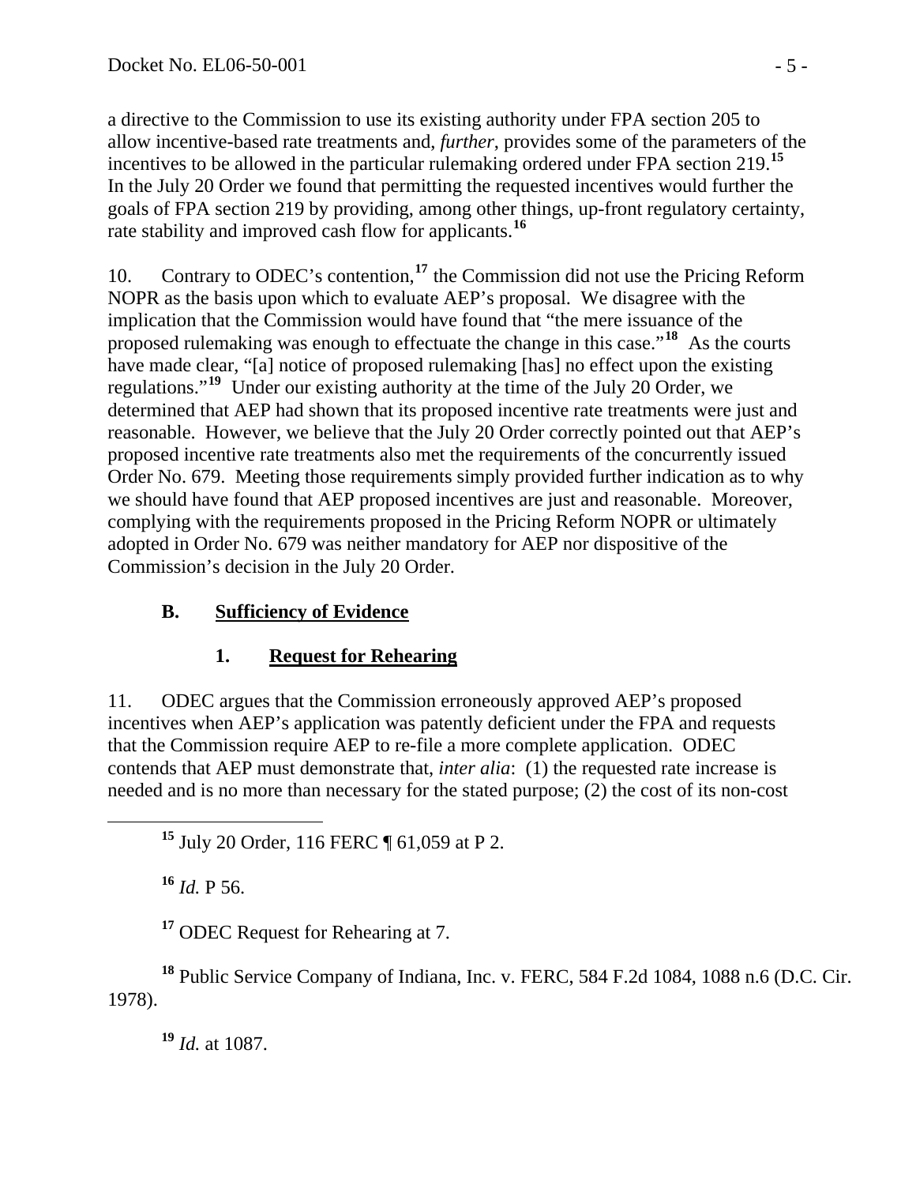a directive to the Commission to use its existing authority under FPA section 205 to allow incentive-based rate treatments and, *further*, provides some of the parameters of the incentives to be allowed in the particular rulemaking ordered under FPA section 219.[15] In the July 20 Order we found that permitting the requested incentives would further the goals of FPA section 219 by providing, among other things, up-front regulatory certainty, rate stability and improved cash flow for applicants.[16]

10. Contrary to ODEC's contention,[17] the Commission did not use the Pricing Reform NOPR as the basis upon which to evaluate AEP's proposal. We disagree with the implication that the Commission would have found that "the mere issuance of the proposed rulemaking was enough to effectuate the change in this case."[18] As the courts have made clear, "[a] notice of proposed rulemaking [has] no effect upon the existing regulations."[19] Under our existing authority at the time of the July 20 Order, we determined that AEP had shown that its proposed incentive rate treatments were just and reasonable. However, we believe that the July 20 Order correctly pointed out that AEP's proposed incentive rate treatments also met the requirements of the concurrently issued Order No. 679. Meeting those requirements simply provided further indication as to why we should have found that AEP proposed incentives are just and reasonable. Moreover, complying with the requirements proposed in the Pricing Reform NOPR or ultimately adopted in Order No. 679 was neither mandatory for AEP nor dispositive of the Commission's decision in the July 20 Order.

## B. Sufficiency of Evidence

### 1. Request for Rehearing

11. ODEC argues that the Commission erroneously approved AEP's proposed incentives when AEP's application was patently deficient under the FPA and requests that the Commission require AEP to re-file a more complete application. ODEC contends that AEP must demonstrate that, *inter alia*: (1) the requested rate increase is needed and is no more than necessary for the stated purpose; (2) the cost of its non-cost

---

[15] July 20 Order, 116 FERC ¶ 61,059 at P 2.

[16] *Id.* P 56.

[17] ODEC Request for Rehearing at 7.

[18] Public Service Company of Indiana, Inc. v. FERC, 584 F.2d 1084, 1088 n.6 (D.C. Cir. 1978).

[19] *Id.* at 1087.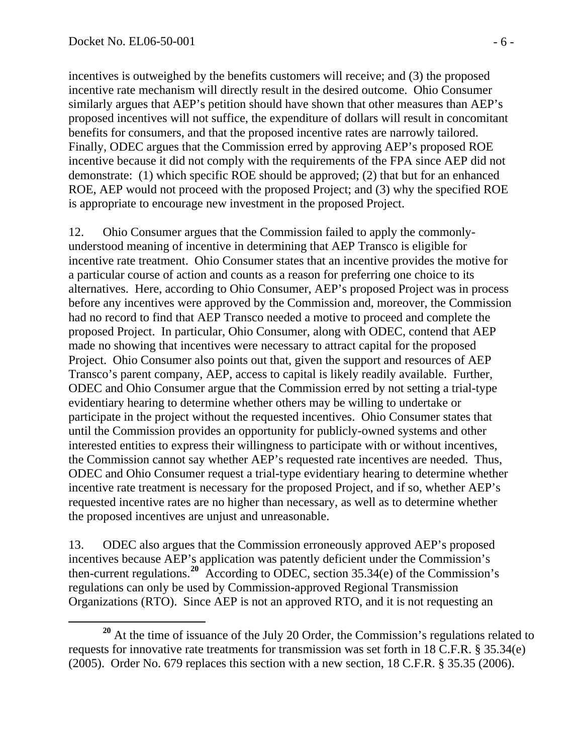incentives is outweighed by the benefits customers will receive; and (3) the proposed incentive rate mechanism will directly result in the desired outcome. Ohio Consumer similarly argues that AEP's petition should have shown that other measures than AEP's proposed incentives will not suffice, the expenditure of dollars will result in concomitant benefits for consumers, and that the proposed incentive rates are narrowly tailored. Finally, ODEC argues that the Commission erred by approving AEP's proposed ROE incentive because it did not comply with the requirements of the FPA since AEP did not demonstrate: (1) which specific ROE should be approved; (2) that but for an enhanced ROE, AEP would not proceed with the proposed Project; and (3) why the specified ROE is appropriate to encourage new investment in the proposed Project.

12. Ohio Consumer argues that the Commission failed to apply the commonly-understood meaning of incentive in determining that AEP Transco is eligible for incentive rate treatment. Ohio Consumer states that an incentive provides the motive for a particular course of action and counts as a reason for preferring one choice to its alternatives. Here, according to Ohio Consumer, AEP's proposed Project was in process before any incentives were approved by the Commission and, moreover, the Commission had no record to find that AEP Transco needed a motive to proceed and complete the proposed Project. In particular, Ohio Consumer, along with ODEC, contend that AEP made no showing that incentives were necessary to attract capital for the proposed Project. Ohio Consumer also points out that, given the support and resources of AEP Transco's parent company, AEP, access to capital is likely readily available. Further, ODEC and Ohio Consumer argue that the Commission erred by not setting a trial-type evidentiary hearing to determine whether others may be willing to undertake or participate in the project without the requested incentives. Ohio Consumer states that until the Commission provides an opportunity for publicly-owned systems and other interested entities to express their willingness to participate with or without incentives, the Commission cannot say whether AEP's requested rate incentives are needed. Thus, ODEC and Ohio Consumer request a trial-type evidentiary hearing to determine whether incentive rate treatment is necessary for the proposed Project, and if so, whether AEP's requested incentive rates are no higher than necessary, as well as to determine whether the proposed incentives are unjust and unreasonable.

13. ODEC also argues that the Commission erroneously approved AEP's proposed incentives because AEP's application was patently deficient under the Commission's then-current regulations.[20] According to ODEC, section 35.34(e) of the Commission's regulations can only be used by Commission-approved Regional Transmission Organizations (RTO). Since AEP is not an approved RTO, and it is not requesting an

[20] At the time of issuance of the July 20 Order, the Commission's regulations related to requests for innovative rate treatments for transmission was set forth in 18 C.F.R. § 35.34(e) (2005). Order No. 679 replaces this section with a new section, 18 C.F.R. § 35.35 (2006).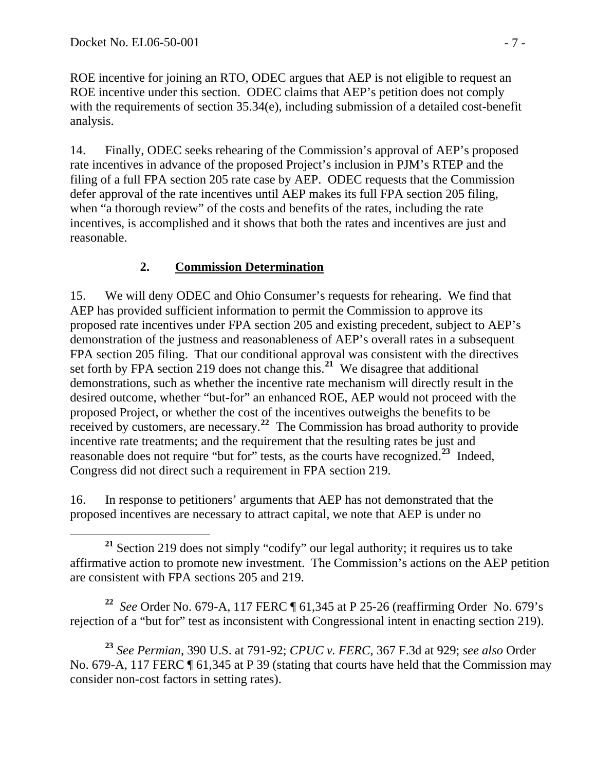ROE incentive for joining an RTO, ODEC argues that AEP is not eligible to request an ROE incentive under this section. ODEC claims that AEP's petition does not comply with the requirements of section 35.34(e), including submission of a detailed cost-benefit analysis.

14. Finally, ODEC seeks rehearing of the Commission's approval of AEP's proposed rate incentives in advance of the proposed Project's inclusion in PJM's RTEP and the filing of a full FPA section 205 rate case by AEP. ODEC requests that the Commission defer approval of the rate incentives until AEP makes its full FPA section 205 filing, when "a thorough review" of the costs and benefits of the rates, including the rate incentives, is accomplished and it shows that both the rates and incentives are just and reasonable.

### 2. **Commission Determination**

15. We will deny ODEC and Ohio Consumer's requests for rehearing. We find that AEP has provided sufficient information to permit the Commission to approve its proposed rate incentives under FPA section 205 and existing precedent, subject to AEP's demonstration of the justness and reasonableness of AEP's overall rates in a subsequent FPA section 205 filing. That our conditional approval was consistent with the directives set forth by FPA section 219 does not change this.[21] We disagree that additional demonstrations, such as whether the incentive rate mechanism will directly result in the desired outcome, whether "but-for" an enhanced ROE, AEP would not proceed with the proposed Project, or whether the cost of the incentives outweighs the benefits to be received by customers, are necessary.[22] The Commission has broad authority to provide incentive rate treatments; and the requirement that the resulting rates be just and reasonable does not require "but for" tests, as the courts have recognized.[23] Indeed, Congress did not direct such a requirement in FPA section 219.

16. In response to petitioners' arguments that AEP has not demonstrated that the proposed incentives are necessary to attract capital, we note that AEP is under no

---

[21] Section 219 does not simply "codify" our legal authority; it requires us to take affirmative action to promote new investment. The Commission's actions on the AEP petition are consistent with FPA sections 205 and 219.

[22] *See* Order No. 679-A, 117 FERC ¶ 61,345 at P 25-26 (reaffirming Order No. 679's rejection of a "but for" test as inconsistent with Congressional intent in enacting section 219).

[23] *See Permian*, 390 U.S. at 791-92; *CPUC v. FERC*, 367 F.3d at 929; *see also* Order No. 679-A, 117 FERC ¶ 61,345 at P 39 (stating that courts have held that the Commission may consider non-cost factors in setting rates).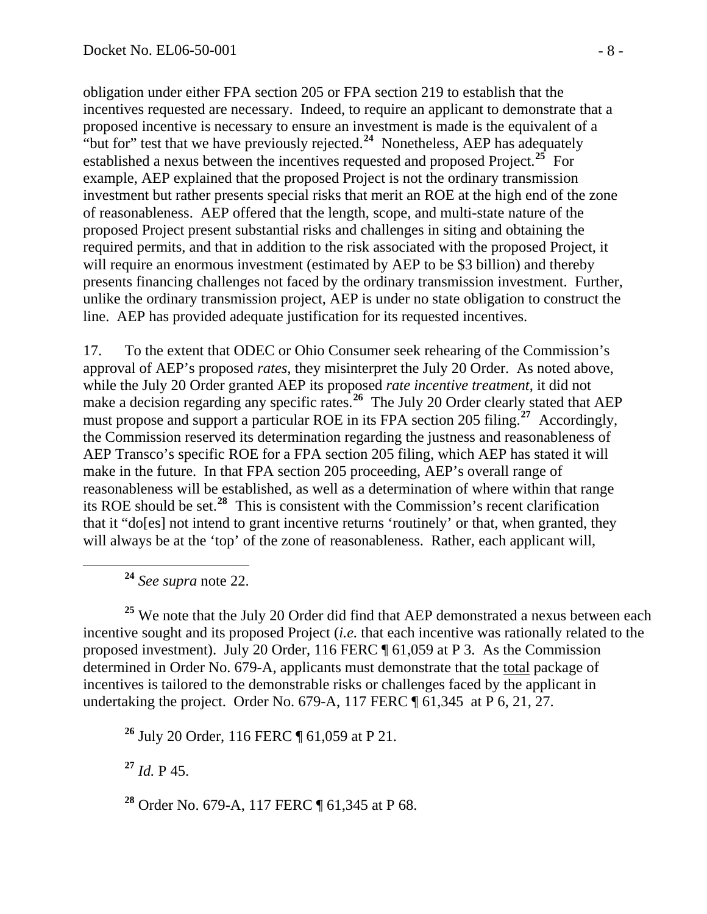obligation under either FPA section 205 or FPA section 219 to establish that the incentives requested are necessary. Indeed, to require an applicant to demonstrate that a proposed incentive is necessary to ensure an investment is made is the equivalent of a "but for" test that we have previously rejected.[24] Nonetheless, AEP has adequately established a nexus between the incentives requested and proposed Project.[25] For example, AEP explained that the proposed Project is not the ordinary transmission investment but rather presents special risks that merit an ROE at the high end of the zone of reasonableness. AEP offered that the length, scope, and multi-state nature of the proposed Project present substantial risks and challenges in siting and obtaining the required permits, and that in addition to the risk associated with the proposed Project, it will require an enormous investment (estimated by AEP to be $3 billion) and thereby presents financing challenges not faced by the ordinary transmission investment. Further, unlike the ordinary transmission project, AEP is under no state obligation to construct the line. AEP has provided adequate justification for its requested incentives.

17. To the extent that ODEC or Ohio Consumer seek rehearing of the Commission's approval of AEP's proposed *rates*, they misinterpret the July 20 Order. As noted above, while the July 20 Order granted AEP its proposed *rate incentive treatment*, it did not make a decision regarding any specific rates.[26] The July 20 Order clearly stated that AEP must propose and support a particular ROE in its FPA section 205 filing.[27] Accordingly, the Commission reserved its determination regarding the justness and reasonableness of AEP Transco's specific ROE for a FPA section 205 filing, which AEP has stated it will make in the future. In that FPA section 205 proceeding, AEP's overall range of reasonableness will be established, as well as a determination of where within that range its ROE should be set.[28] This is consistent with the Commission's recent clarification that it "do[es] not intend to grant incentive returns 'routinely' or that, when granted, they will always be at the 'top' of the zone of reasonableness. Rather, each applicant will,

---

[24] *See supra* note 22.

[25] We note that the July 20 Order did find that AEP demonstrated a nexus between each incentive sought and its proposed Project (*i.e.* that each incentive was rationally related to the proposed investment). July 20 Order, 116 FERC ¶ 61,059 at P 3. As the Commission determined in Order No. 679-A, applicants must demonstrate that the total package of incentives is tailored to the demonstrable risks or challenges faced by the applicant in undertaking the project. Order No. 679-A, 117 FERC ¶ 61,345 at P 6, 21, 27.

[26] July 20 Order, 116 FERC ¶ 61,059 at P 21.

[27] *Id.* P 45.

[28] Order No. 679-A, 117 FERC ¶ 61,345 at P 68.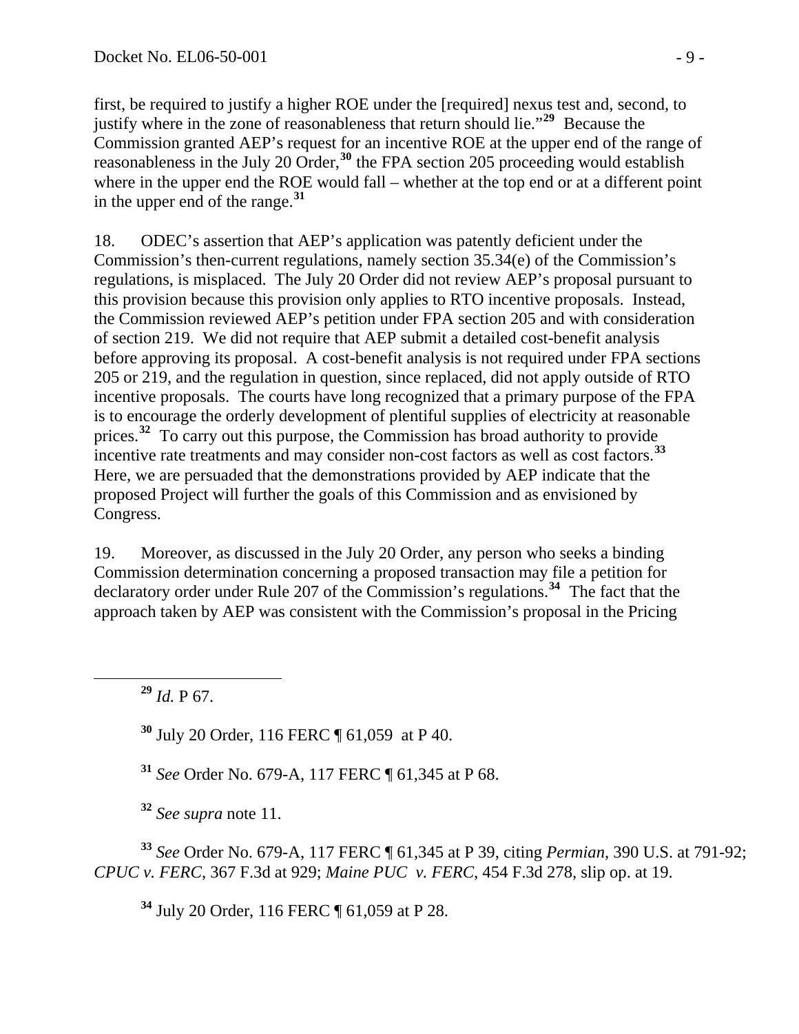first, be required to justify a higher ROE under the [required] nexus test and, second, to justify where in the zone of reasonableness that return should lie."[29] Because the Commission granted AEP's request for an incentive ROE at the upper end of the range of reasonableness in the July 20 Order,[30] the FPA section 205 proceeding would establish where in the upper end the ROE would fall – whether at the top end or at a different point in the upper end of the range.[31]

18. ODEC's assertion that AEP's application was patently deficient under the Commission's then-current regulations, namely section 35.34(e) of the Commission's regulations, is misplaced. The July 20 Order did not review AEP's proposal pursuant to this provision because this provision only applies to RTO incentive proposals. Instead, the Commission reviewed AEP's petition under FPA section 205 and with consideration of section 219. We did not require that AEP submit a detailed cost-benefit analysis before approving its proposal. A cost-benefit analysis is not required under FPA sections 205 or 219, and the regulation in question, since replaced, did not apply outside of RTO incentive proposals. The courts have long recognized that a primary purpose of the FPA is to encourage the orderly development of plentiful supplies of electricity at reasonable prices.[32] To carry out this purpose, the Commission has broad authority to provide incentive rate treatments and may consider non-cost factors as well as cost factors.[33] Here, we are persuaded that the demonstrations provided by AEP indicate that the proposed Project will further the goals of this Commission and as envisioned by Congress.

19. Moreover, as discussed in the July 20 Order, any person who seeks a binding Commission determination concerning a proposed transaction may file a petition for declaratory order under Rule 207 of the Commission's regulations.[34] The fact that the approach taken by AEP was consistent with the Commission's proposal in the Pricing

---

[29] *Id.* P 67.

[30] July 20 Order, 116 FERC ¶ 61,059 at P 40.

[31] *See* Order No. 679-A, 117 FERC ¶ 61,345 at P 68.

[32] *See supra* note 11.

[33] *See* Order No. 679-A, 117 FERC ¶ 61,345 at P 39, citing *Permian*, 390 U.S. at 791-92; *CPUC v. FERC*, 367 F.3d at 929; *Maine PUC v. FERC*, 454 F.3d 278, slip op. at 19.

[34] July 20 Order, 116 FERC ¶ 61,059 at P 28.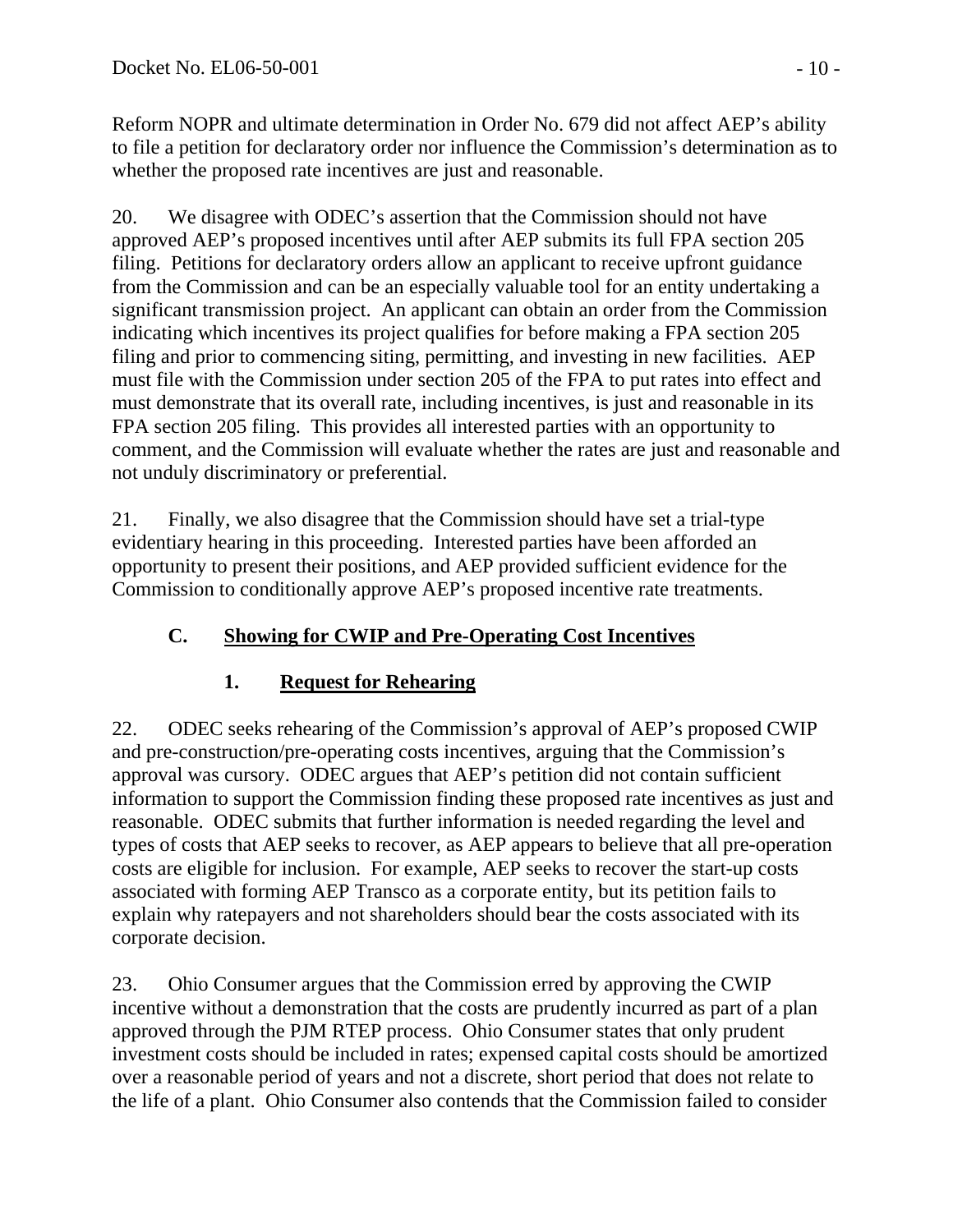Reform NOPR and ultimate determination in Order No. 679 did not affect AEP's ability to file a petition for declaratory order nor influence the Commission's determination as to whether the proposed rate incentives are just and reasonable.

20. We disagree with ODEC's assertion that the Commission should not have approved AEP's proposed incentives until after AEP submits its full FPA section 205 filing. Petitions for declaratory orders allow an applicant to receive upfront guidance from the Commission and can be an especially valuable tool for an entity undertaking a significant transmission project. An applicant can obtain an order from the Commission indicating which incentives its project qualifies for before making a FPA section 205 filing and prior to commencing siting, permitting, and investing in new facilities. AEP must file with the Commission under section 205 of the FPA to put rates into effect and must demonstrate that its overall rate, including incentives, is just and reasonable in its FPA section 205 filing. This provides all interested parties with an opportunity to comment, and the Commission will evaluate whether the rates are just and reasonable and not unduly discriminatory or preferential.

21. Finally, we also disagree that the Commission should have set a trial-type evidentiary hearing in this proceeding. Interested parties have been afforded an opportunity to present their positions, and AEP provided sufficient evidence for the Commission to conditionally approve AEP's proposed incentive rate treatments.

### C. Showing for CWIP and Pre-Operating Cost Incentives

#### 1. Request for Rehearing

22. ODEC seeks rehearing of the Commission's approval of AEP's proposed CWIP and pre-construction/pre-operating costs incentives, arguing that the Commission's approval was cursory. ODEC argues that AEP's petition did not contain sufficient information to support the Commission finding these proposed rate incentives as just and reasonable. ODEC submits that further information is needed regarding the level and types of costs that AEP seeks to recover, as AEP appears to believe that all pre-operation costs are eligible for inclusion. For example, AEP seeks to recover the start-up costs associated with forming AEP Transco as a corporate entity, but its petition fails to explain why ratepayers and not shareholders should bear the costs associated with its corporate decision.

23. Ohio Consumer argues that the Commission erred by approving the CWIP incentive without a demonstration that the costs are prudently incurred as part of a plan approved through the PJM RTEP process. Ohio Consumer states that only prudent investment costs should be included in rates; expensed capital costs should be amortized over a reasonable period of years and not a discrete, short period that does not relate to the life of a plant. Ohio Consumer also contends that the Commission failed to consider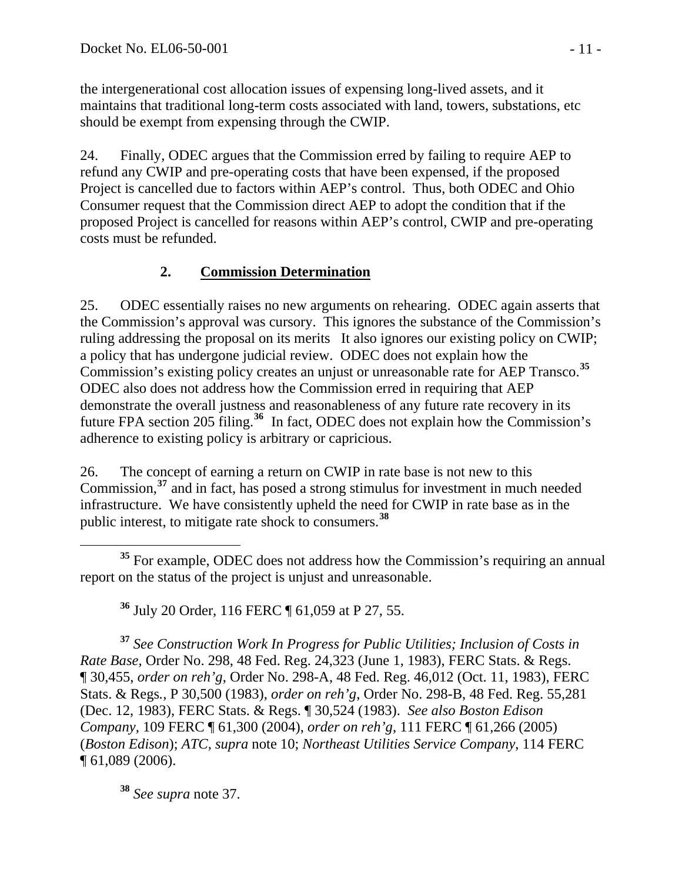the intergenerational cost allocation issues of expensing long-lived assets, and it maintains that traditional long-term costs associated with land, towers, substations, etc should be exempt from expensing through the CWIP.

24. Finally, ODEC argues that the Commission erred by failing to require AEP to refund any CWIP and pre-operating costs that have been expensed, if the proposed Project is cancelled due to factors within AEP's control. Thus, both ODEC and Ohio Consumer request that the Commission direct AEP to adopt the condition that if the proposed Project is cancelled for reasons within AEP's control, CWIP and pre-operating costs must be refunded.

### 2. Commission Determination

25. ODEC essentially raises no new arguments on rehearing. ODEC again asserts that the Commission's approval was cursory. This ignores the substance of the Commission's ruling addressing the proposal on its merits It also ignores our existing policy on CWIP; a policy that has undergone judicial review. ODEC does not explain how the Commission's existing policy creates an unjust or unreasonable rate for AEP Transco.[35] ODEC also does not address how the Commission erred in requiring that AEP demonstrate the overall justness and reasonableness of any future rate recovery in its future FPA section 205 filing.[36] In fact, ODEC does not explain how the Commission's adherence to existing policy is arbitrary or capricious.

26. The concept of earning a return on CWIP in rate base is not new to this Commission,[37] and in fact, has posed a strong stimulus for investment in much needed infrastructure. We have consistently upheld the need for CWIP in rate base as in the public interest, to mitigate rate shock to consumers.[38]

---

[35] For example, ODEC does not address how the Commission's requiring an annual report on the status of the project is unjust and unreasonable.

[36] July 20 Order, 116 FERC ¶ 61,059 at P 27, 55.

[37] *See Construction Work In Progress for Public Utilities; Inclusion of Costs in Rate Base,* Order No. 298, 48 Fed. Reg. 24,323 (June 1, 1983), FERC Stats. & Regs. ¶ 30,455, *order on reh'g*, Order No. 298-A, 48 Fed. Reg. 46,012 (Oct. 11, 1983), FERC Stats. & Regs., P 30,500 (1983), *order on reh'g*, Order No. 298-B, 48 Fed. Reg. 55,281 (Dec. 12, 1983), FERC Stats. & Regs. ¶ 30,524 (1983). *See also Boston Edison Company,* 109 FERC ¶ 61,300 (2004), *order on reh'g,* 111 FERC ¶ 61,266 (2005) (*Boston Edison*); *ATC, supra* note 10; *Northeast Utilities Service Company,* 114 FERC ¶ 61,089 (2006).

[38] *See supra* note 37.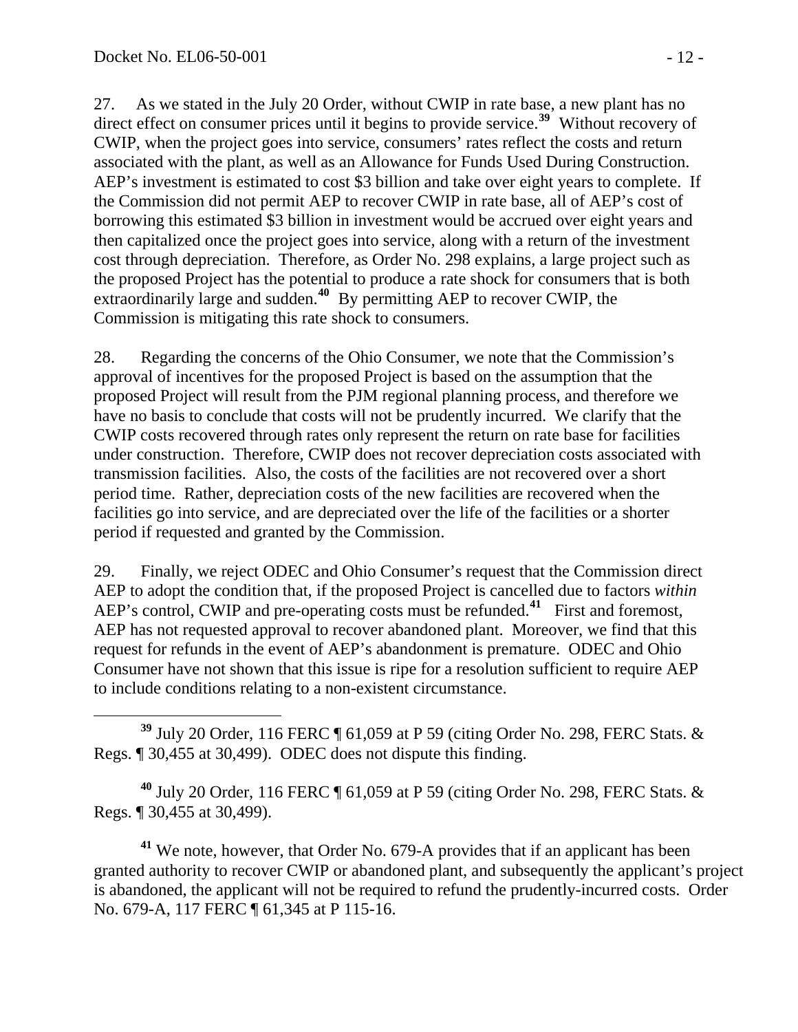27. As we stated in the July 20 Order, without CWIP in rate base, a new plant has no direct effect on consumer prices until it begins to provide service.[39] Without recovery of CWIP, when the project goes into service, consumers' rates reflect the costs and return associated with the plant, as well as an Allowance for Funds Used During Construction. AEP's investment is estimated to cost \$3 billion and take over eight years to complete. If the Commission did not permit AEP to recover CWIP in rate base, all of AEP's cost of borrowing this estimated \$3 billion in investment would be accrued over eight years and then capitalized once the project goes into service, along with a return of the investment cost through depreciation. Therefore, as Order No. 298 explains, a large project such as the proposed Project has the potential to produce a rate shock for consumers that is both extraordinarily large and sudden.[40] By permitting AEP to recover CWIP, the Commission is mitigating this rate shock to consumers.

28. Regarding the concerns of the Ohio Consumer, we note that the Commission's approval of incentives for the proposed Project is based on the assumption that the proposed Project will result from the PJM regional planning process, and therefore we have no basis to conclude that costs will not be prudently incurred. We clarify that the CWIP costs recovered through rates only represent the return on rate base for facilities under construction. Therefore, CWIP does not recover depreciation costs associated with transmission facilities. Also, the costs of the facilities are not recovered over a short period time. Rather, depreciation costs of the new facilities are recovered when the facilities go into service, and are depreciated over the life of the facilities or a shorter period if requested and granted by the Commission.

29. Finally, we reject ODEC and Ohio Consumer's request that the Commission direct AEP to adopt the condition that, if the proposed Project is cancelled due to factors *within* AEP's control, CWIP and pre-operating costs must be refunded.[41] First and foremost, AEP has not requested approval to recover abandoned plant. Moreover, we find that this request for refunds in the event of AEP's abandonment is premature. ODEC and Ohio Consumer have not shown that this issue is ripe for a resolution sufficient to require AEP to include conditions relating to a non-existent circumstance.

---

[39] July 20 Order, 116 FERC ¶ 61,059 at P 59 (citing Order No. 298, FERC Stats. & Regs. ¶ 30,455 at 30,499). ODEC does not dispute this finding.

[40] July 20 Order, 116 FERC ¶ 61,059 at P 59 (citing Order No. 298, FERC Stats. & Regs. ¶ 30,455 at 30,499).

[41] We note, however, that Order No. 679-A provides that if an applicant has been granted authority to recover CWIP or abandoned plant, and subsequently the applicant's project is abandoned, the applicant will not be required to refund the prudently-incurred costs. Order No. 679-A, 117 FERC ¶ 61,345 at P 115-16.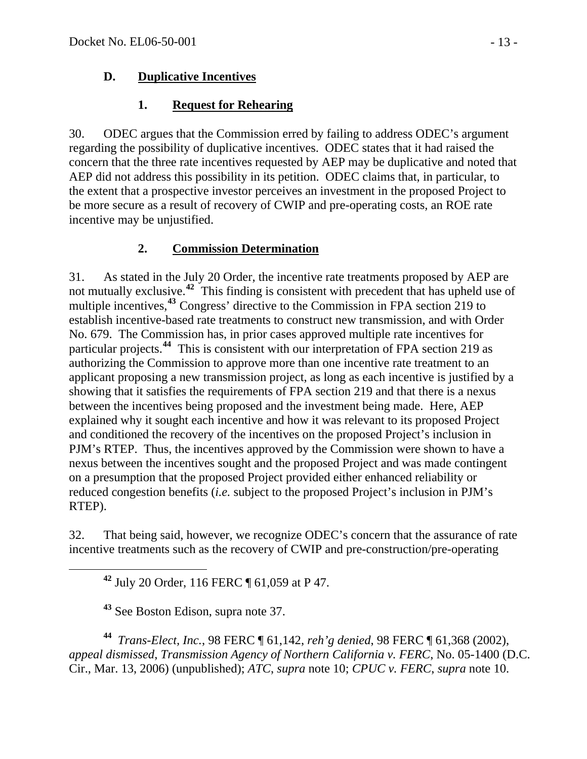### D. Duplicative Incentives

#### 1. Request for Rehearing

30. ODEC argues that the Commission erred by failing to address ODEC's argument regarding the possibility of duplicative incentives. ODEC states that it had raised the concern that the three rate incentives requested by AEP may be duplicative and noted that AEP did not address this possibility in its petition. ODEC claims that, in particular, to the extent that a prospective investor perceives an investment in the proposed Project to be more secure as a result of recovery of CWIP and pre-operating costs, an ROE rate incentive may be unjustified.

#### 2. Commission Determination

31. As stated in the July 20 Order, the incentive rate treatments proposed by AEP are not mutually exclusive.[42] This finding is consistent with precedent that has upheld use of multiple incentives,[43] Congress' directive to the Commission in FPA section 219 to establish incentive-based rate treatments to construct new transmission, and with Order No. 679. The Commission has, in prior cases approved multiple rate incentives for particular projects.[44] This is consistent with our interpretation of FPA section 219 as authorizing the Commission to approve more than one incentive rate treatment to an applicant proposing a new transmission project, as long as each incentive is justified by a showing that it satisfies the requirements of FPA section 219 and that there is a nexus between the incentives being proposed and the investment being made. Here, AEP explained why it sought each incentive and how it was relevant to its proposed Project and conditioned the recovery of the incentives on the proposed Project's inclusion in PJM's RTEP. Thus, the incentives approved by the Commission were shown to have a nexus between the incentives sought and the proposed Project and was made contingent on a presumption that the proposed Project provided either enhanced reliability or reduced congestion benefits (*i.e.* subject to the proposed Project's inclusion in PJM's RTEP).

32. That being said, however, we recognize ODEC's concern that the assurance of rate incentive treatments such as the recovery of CWIP and pre-construction/pre-operating

---

[42] July 20 Order, 116 FERC ¶ 61,059 at P 47.

[43] See Boston Edison, supra note 37.

[44] *Trans-Elect, Inc.*, 98 FERC ¶ 61,142, *reh'g denied*, 98 FERC ¶ 61,368 (2002), *appeal dismissed*, *Transmission Agency of Northern California v. FERC*, No. 05-1400 (D.C. Cir., Mar. 13, 2006) (unpublished); *ATC*, *supra* note 10; *CPUC v. FERC*, *supra* note 10.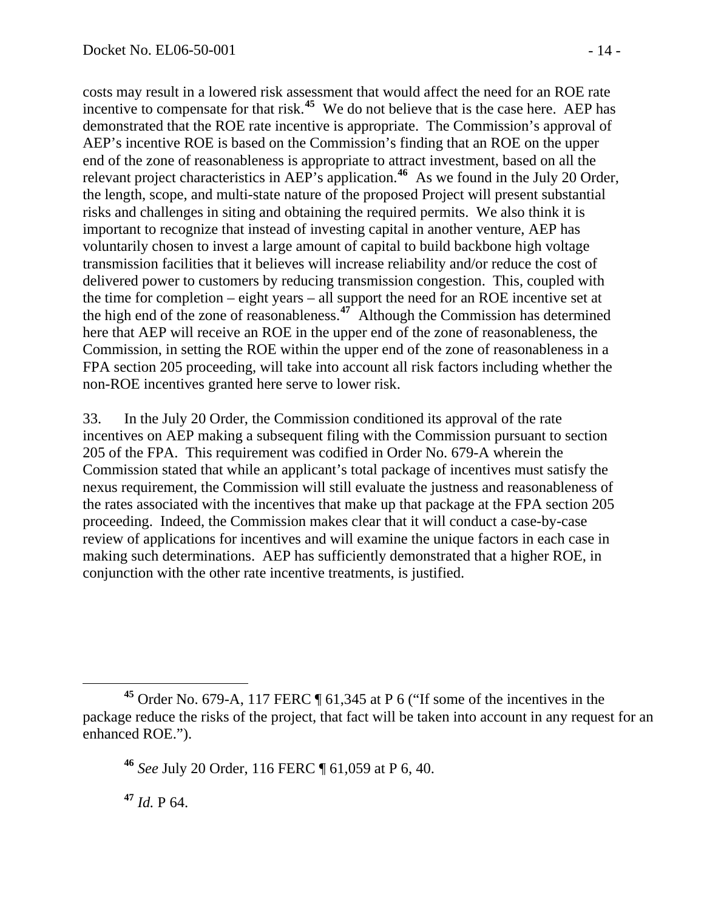costs may result in a lowered risk assessment that would affect the need for an ROE rate incentive to compensate for that risk.[45] We do not believe that is the case here. AEP has demonstrated that the ROE rate incentive is appropriate. The Commission's approval of AEP's incentive ROE is based on the Commission's finding that an ROE on the upper end of the zone of reasonableness is appropriate to attract investment, based on all the relevant project characteristics in AEP's application.[46] As we found in the July 20 Order, the length, scope, and multi-state nature of the proposed Project will present substantial risks and challenges in siting and obtaining the required permits. We also think it is important to recognize that instead of investing capital in another venture, AEP has voluntarily chosen to invest a large amount of capital to build backbone high voltage transmission facilities that it believes will increase reliability and/or reduce the cost of delivered power to customers by reducing transmission congestion. This, coupled with the time for completion – eight years – all support the need for an ROE incentive set at the high end of the zone of reasonableness.[47] Although the Commission has determined here that AEP will receive an ROE in the upper end of the zone of reasonableness, the Commission, in setting the ROE within the upper end of the zone of reasonableness in a FPA section 205 proceeding, will take into account all risk factors including whether the non-ROE incentives granted here serve to lower risk.

33. In the July 20 Order, the Commission conditioned its approval of the rate incentives on AEP making a subsequent filing with the Commission pursuant to section 205 of the FPA. This requirement was codified in Order No. 679-A wherein the Commission stated that while an applicant's total package of incentives must satisfy the nexus requirement, the Commission will still evaluate the justness and reasonableness of the rates associated with the incentives that make up that package at the FPA section 205 proceeding. Indeed, the Commission makes clear that it will conduct a case-by-case review of applications for incentives and will examine the unique factors in each case in making such determinations. AEP has sufficiently demonstrated that a higher ROE, in conjunction with the other rate incentive treatments, is justified.

---

[45] Order No. 679-A, 117 FERC ¶ 61,345 at P 6 ("If some of the incentives in the package reduce the risks of the project, that fact will be taken into account in any request for an enhanced ROE.").

[46] *See* July 20 Order, 116 FERC ¶ 61,059 at P 6, 40.

[47] *Id.* P 64.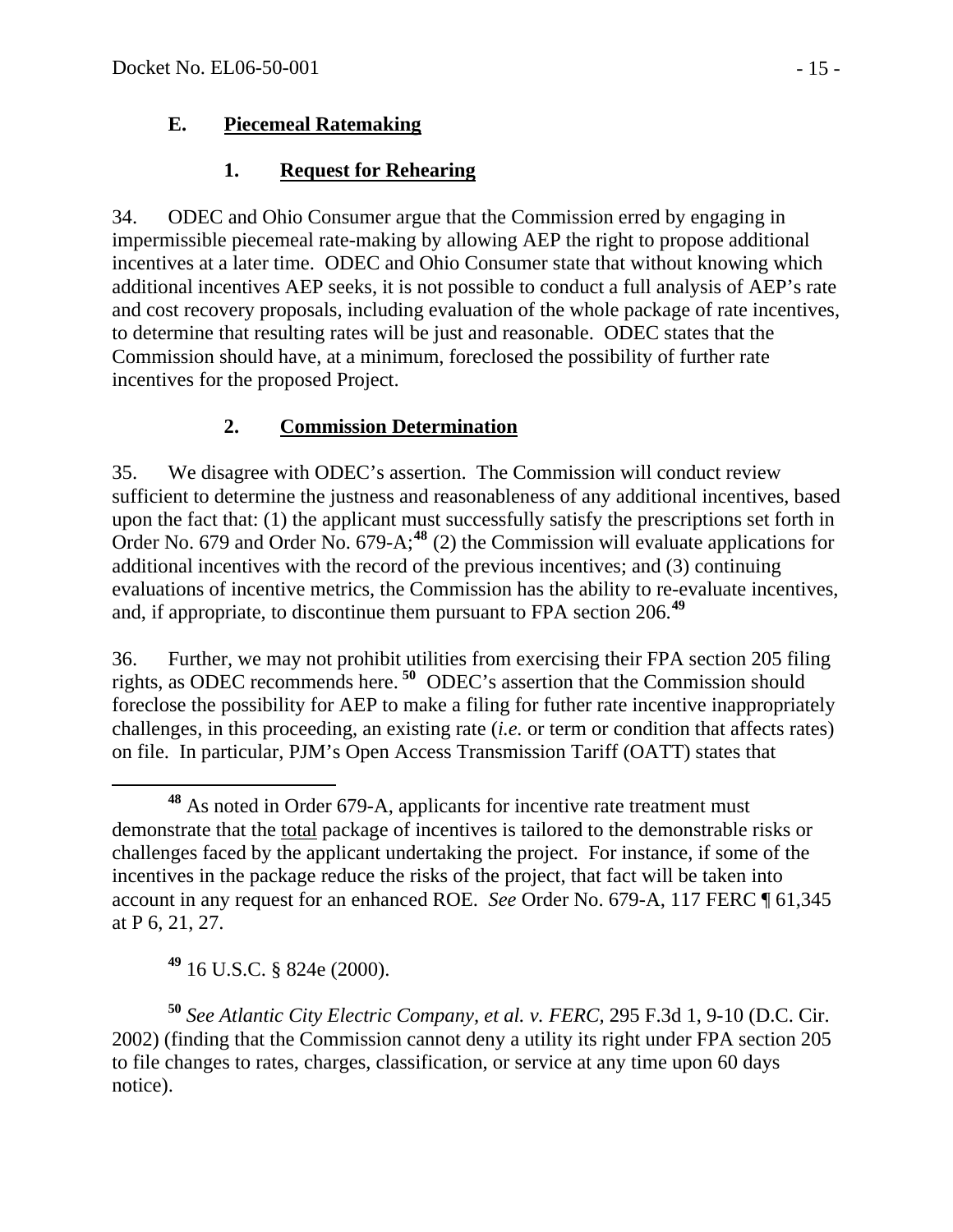## E. Piecemeal Ratemaking

### 1. Request for Rehearing

34. ODEC and Ohio Consumer argue that the Commission erred by engaging in impermissible piecemeal rate-making by allowing AEP the right to propose additional incentives at a later time. ODEC and Ohio Consumer state that without knowing which additional incentives AEP seeks, it is not possible to conduct a full analysis of AEP's rate and cost recovery proposals, including evaluation of the whole package of rate incentives, to determine that resulting rates will be just and reasonable. ODEC states that the Commission should have, at a minimum, foreclosed the possibility of further rate incentives for the proposed Project.

### 2. Commission Determination

35. We disagree with ODEC's assertion. The Commission will conduct review sufficient to determine the justness and reasonableness of any additional incentives, based upon the fact that: (1) the applicant must successfully satisfy the prescriptions set forth in Order No. 679 and Order No. 679-A;[48] (2) the Commission will evaluate applications for additional incentives with the record of the previous incentives; and (3) continuing evaluations of incentive metrics, the Commission has the ability to re-evaluate incentives, and, if appropriate, to discontinue them pursuant to FPA section 206.[49]

36. Further, we may not prohibit utilities from exercising their FPA section 205 filing rights, as ODEC recommends here.[50] ODEC's assertion that the Commission should foreclose the possibility for AEP to make a filing for futher rate incentive inappropriately challenges, in this proceeding, an existing rate (*i.e.* or term or condition that affects rates) on file. In particular, PJM's Open Access Transmission Tariff (OATT) states that

---

[48] As noted in Order 679-A, applicants for incentive rate treatment must demonstrate that the total package of incentives is tailored to the demonstrable risks or challenges faced by the applicant undertaking the project. For instance, if some of the incentives in the package reduce the risks of the project, that fact will be taken into account in any request for an enhanced ROE. *See* Order No. 679-A, 117 FERC ¶ 61,345 at P 6, 21, 27.

[49] 16 U.S.C. § 824e (2000).

[50] *See Atlantic City Electric Company, et al. v. FERC*, 295 F.3d 1, 9-10 (D.C. Cir. 2002) (finding that the Commission cannot deny a utility its right under FPA section 205 to file changes to rates, charges, classification, or service at any time upon 60 days notice).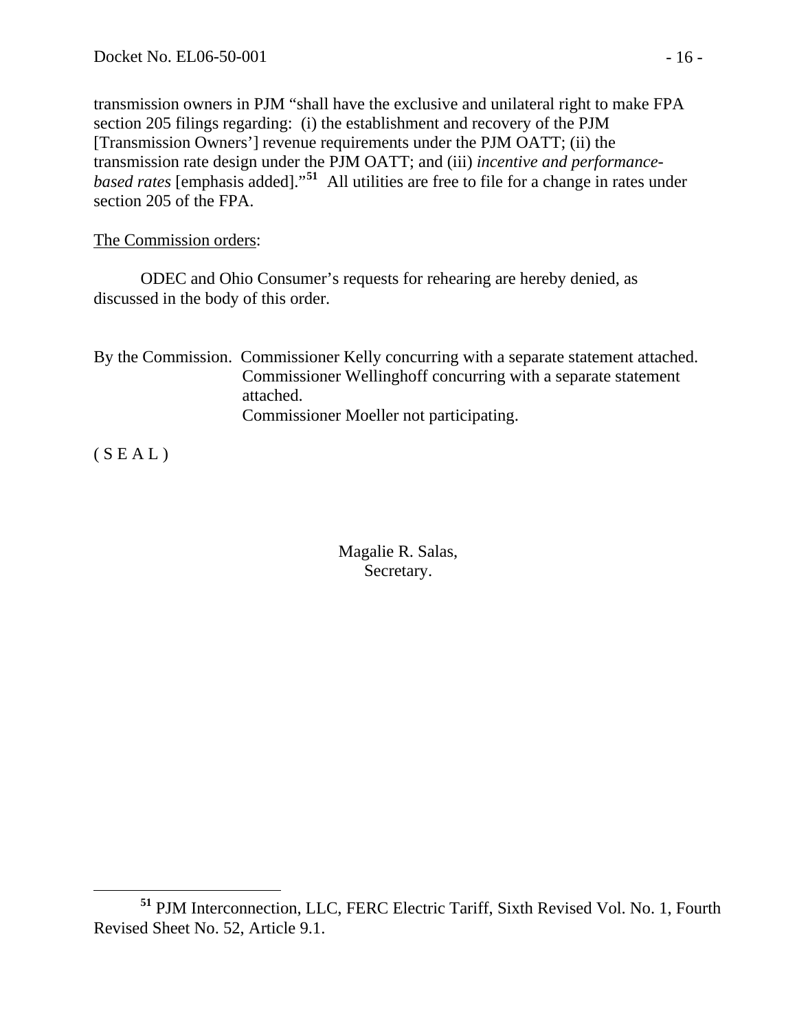transmission owners in PJM "shall have the exclusive and unilateral right to make FPA section 205 filings regarding: (i) the establishment and recovery of the PJM [Transmission Owners'] revenue requirements under the PJM OATT; (ii) the transmission rate design under the PJM OATT; and (iii) *incentive and performance-based rates* [emphasis added]."[51] All utilities are free to file for a change in rates under section 205 of the FPA.

<u>The Commission orders</u>:

ODEC and Ohio Consumer's requests for rehearing are hereby denied, as discussed in the body of this order.

By the Commission. Commissioner Kelly concurring with a separate statement attached.
Commissioner Wellinghoff concurring with a separate statement attached.
Commissioner Moeller not participating.

( S E A L )

Magalie R. Salas,
Secretary.

---

[51] PJM Interconnection, LLC, FERC Electric Tariff, Sixth Revised Vol. No. 1, Fourth Revised Sheet No. 52, Article 9.1.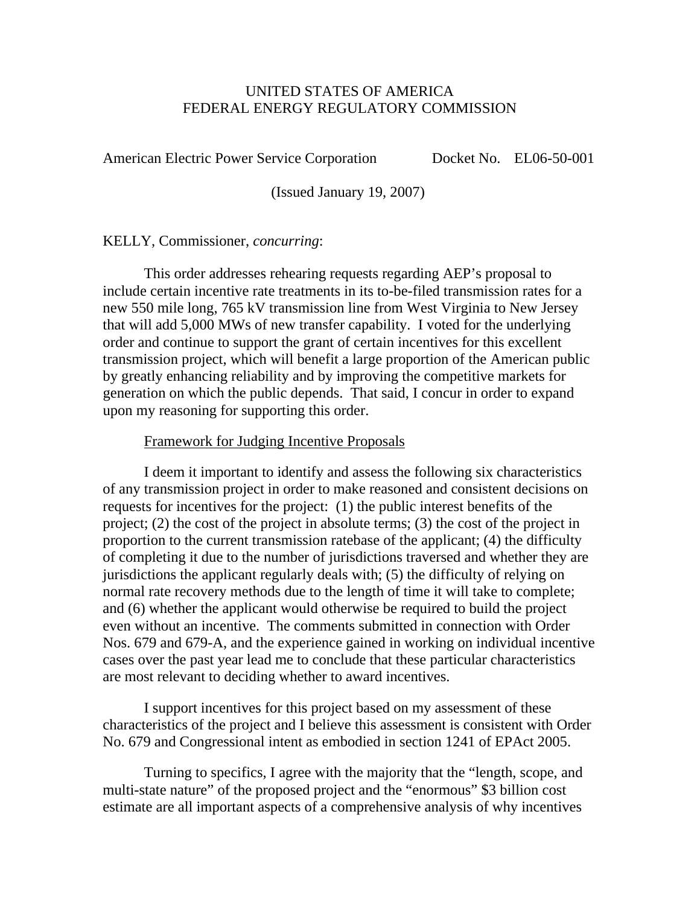UNITED STATES OF AMERICA
FEDERAL ENERGY REGULATORY COMMISSION

American Electric Power Service Corporation Docket No. EL06-50-001

(Issued January 19, 2007)

KELLY, Commissioner, *concurring*:

This order addresses rehearing requests regarding AEP's proposal to include certain incentive rate treatments in its to-be-filed transmission rates for a new 550 mile long, 765 kV transmission line from West Virginia to New Jersey that will add 5,000 MWs of new transfer capability. I voted for the underlying order and continue to support the grant of certain incentives for this excellent transmission project, which will benefit a large proportion of the American public by greatly enhancing reliability and by improving the competitive markets for generation on which the public depends. That said, I concur in order to expand upon my reasoning for supporting this order.

<u>Framework for Judging Incentive Proposals</u>

I deem it important to identify and assess the following six characteristics of any transmission project in order to make reasoned and consistent decisions on requests for incentives for the project: (1) the public interest benefits of the project; (2) the cost of the project in absolute terms; (3) the cost of the project in proportion to the current transmission ratebase of the applicant; (4) the difficulty of completing it due to the number of jurisdictions traversed and whether they are jurisdictions the applicant regularly deals with; (5) the difficulty of relying on normal rate recovery methods due to the length of time it will take to complete; and (6) whether the applicant would otherwise be required to build the project even without an incentive. The comments submitted in connection with Order Nos. 679 and 679-A, and the experience gained in working on individual incentive cases over the past year lead me to conclude that these particular characteristics are most relevant to deciding whether to award incentives.

I support incentives for this project based on my assessment of these characteristics of the project and I believe this assessment is consistent with Order No. 679 and Congressional intent as embodied in section 1241 of EPAct 2005.

Turning to specifics, I agree with the majority that the "length, scope, and multi-state nature" of the proposed project and the "enormous" $3 billion cost estimate are all important aspects of a comprehensive analysis of why incentives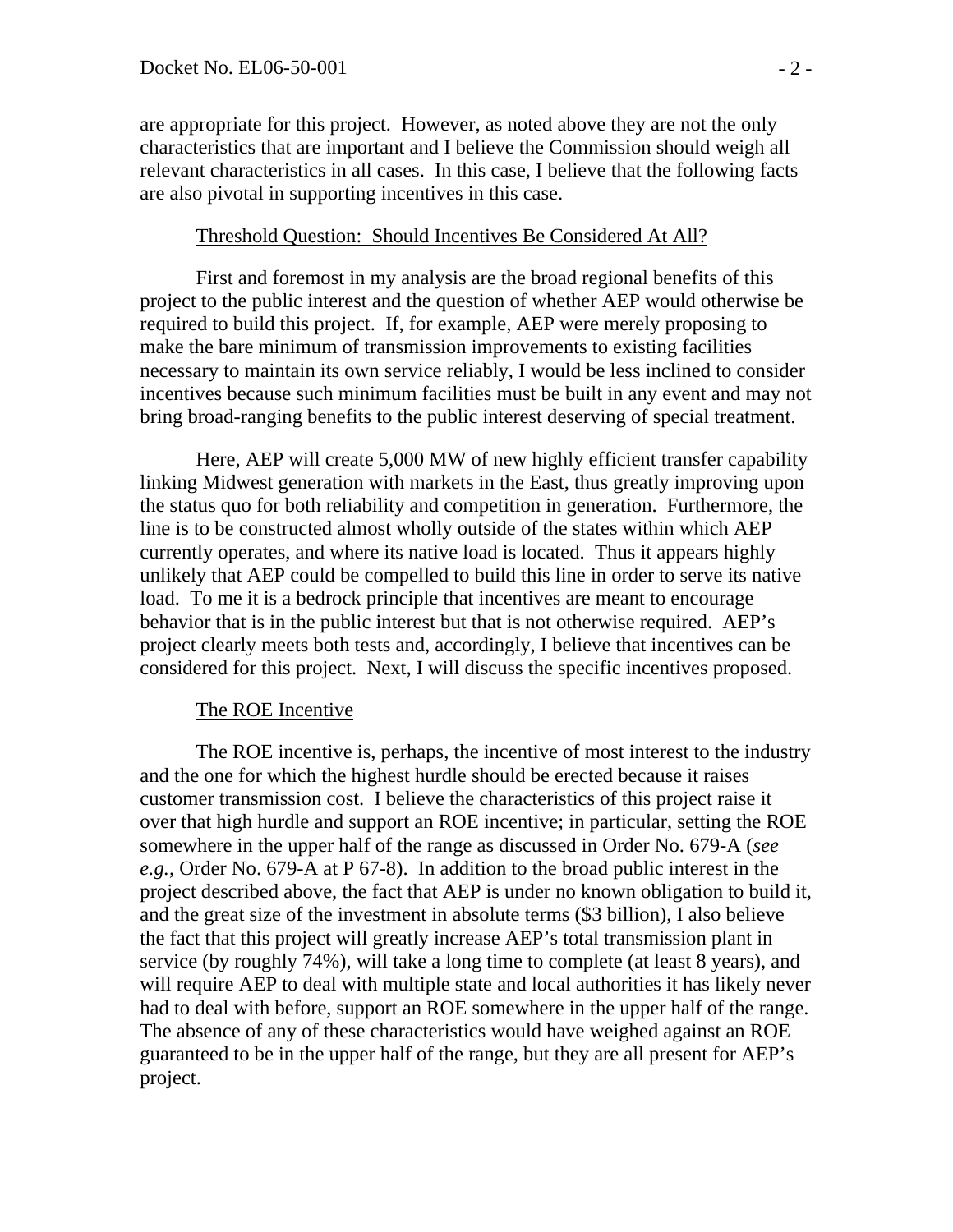are appropriate for this project. However, as noted above they are not the only characteristics that are important and I believe the Commission should weigh all relevant characteristics in all cases. In this case, I believe that the following facts are also pivotal in supporting incentives in this case.

Threshold Question: Should Incentives Be Considered At All?

First and foremost in my analysis are the broad regional benefits of this project to the public interest and the question of whether AEP would otherwise be required to build this project. If, for example, AEP were merely proposing to make the bare minimum of transmission improvements to existing facilities necessary to maintain its own service reliably, I would be less inclined to consider incentives because such minimum facilities must be built in any event and may not bring broad-ranging benefits to the public interest deserving of special treatment.

Here, AEP will create 5,000 MW of new highly efficient transfer capability linking Midwest generation with markets in the East, thus greatly improving upon the status quo for both reliability and competition in generation. Furthermore, the line is to be constructed almost wholly outside of the states within which AEP currently operates, and where its native load is located. Thus it appears highly unlikely that AEP could be compelled to build this line in order to serve its native load. To me it is a bedrock principle that incentives are meant to encourage behavior that is in the public interest but that is not otherwise required. AEP's project clearly meets both tests and, accordingly, I believe that incentives can be considered for this project. Next, I will discuss the specific incentives proposed.

The ROE Incentive

The ROE incentive is, perhaps, the incentive of most interest to the industry and the one for which the highest hurdle should be erected because it raises customer transmission cost. I believe the characteristics of this project raise it over that high hurdle and support an ROE incentive; in particular, setting the ROE somewhere in the upper half of the range as discussed in Order No. 679-A (*see e.g.*, Order No. 679-A at P 67-8). In addition to the broad public interest in the project described above, the fact that AEP is under no known obligation to build it, and the great size of the investment in absolute terms ($3 billion), I also believe the fact that this project will greatly increase AEP's total transmission plant in service (by roughly 74%), will take a long time to complete (at least 8 years), and will require AEP to deal with multiple state and local authorities it has likely never had to deal with before, support an ROE somewhere in the upper half of the range. The absence of any of these characteristics would have weighed against an ROE guaranteed to be in the upper half of the range, but they are all present for AEP's project.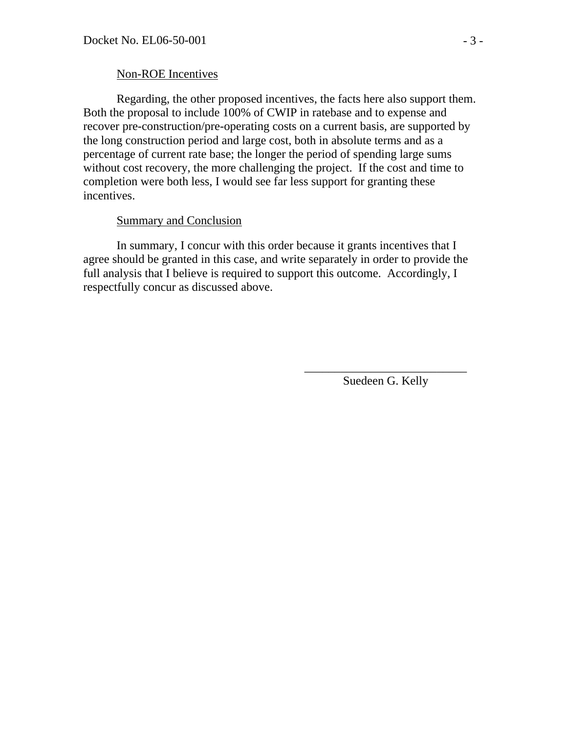Non-ROE Incentives

Regarding, the other proposed incentives, the facts here also support them. Both the proposal to include 100% of CWIP in ratebase and to expense and recover pre-construction/pre-operating costs on a current basis, are supported by the long construction period and large cost, both in absolute terms and as a percentage of current rate base; the longer the period of spending large sums without cost recovery, the more challenging the project. If the cost and time to completion were both less, I would see far less support for granting these incentives.

Summary and Conclusion

In summary, I concur with this order because it grants incentives that I agree should be granted in this case, and write separately in order to provide the full analysis that I believe is required to support this outcome. Accordingly, I respectfully concur as discussed above.

\_\_\_\_\_\_\_\_\_\_\_\_\_\_\_\_\_\_\_\_\_\_\_\_\_\_\_\_

Suedeen G. Kelly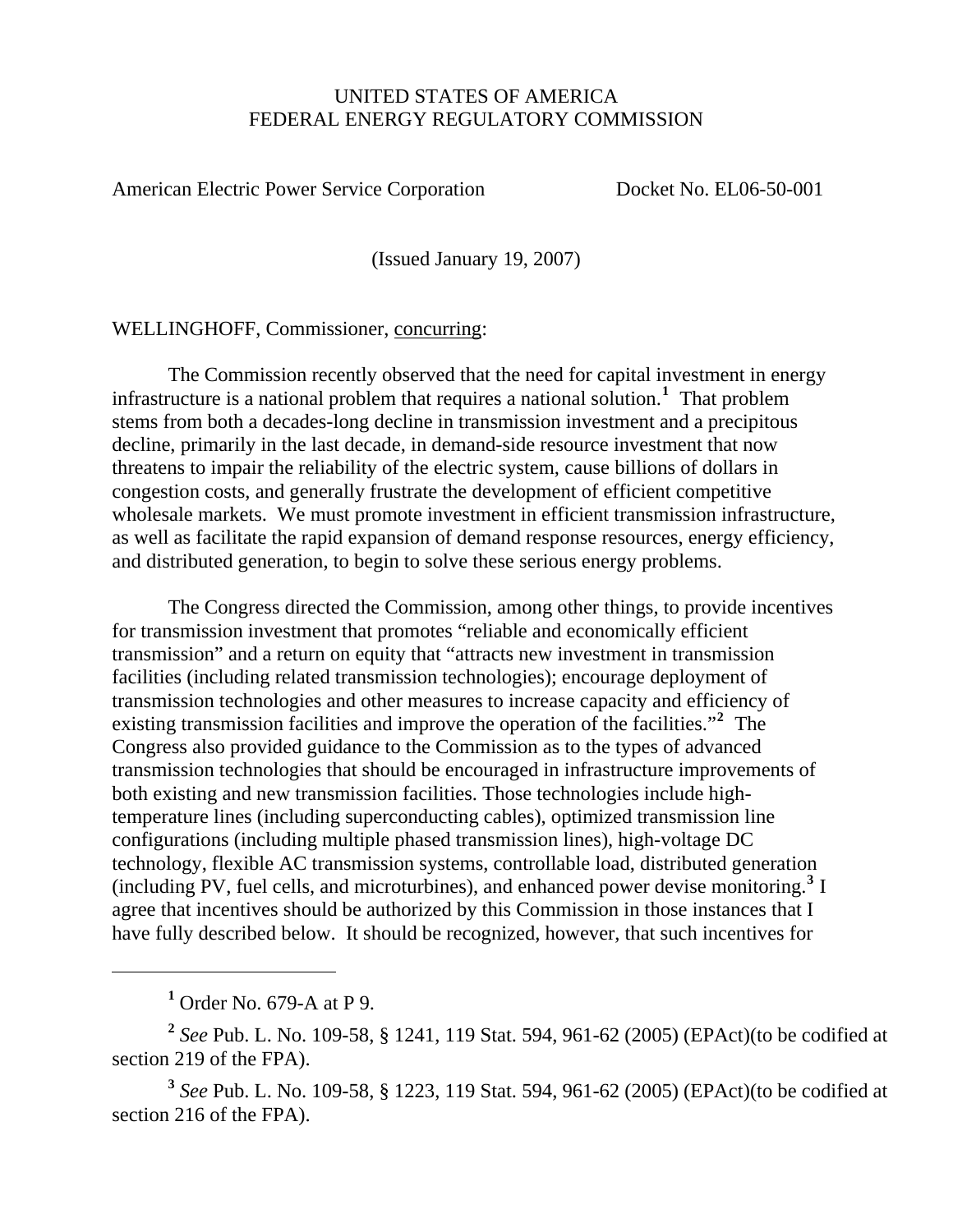UNITED STATES OF AMERICA
FEDERAL ENERGY REGULATORY COMMISSION

American Electric Power Service Corporation Docket No. EL06-50-001

(Issued January 19, 2007)

WELLINGHOFF, Commissioner, concurring:

The Commission recently observed that the need for capital investment in energy infrastructure is a national problem that requires a national solution.[1] That problem stems from both a decades-long decline in transmission investment and a precipitous decline, primarily in the last decade, in demand-side resource investment that now threatens to impair the reliability of the electric system, cause billions of dollars in congestion costs, and generally frustrate the development of efficient competitive wholesale markets. We must promote investment in efficient transmission infrastructure, as well as facilitate the rapid expansion of demand response resources, energy efficiency, and distributed generation, to begin to solve these serious energy problems.

The Congress directed the Commission, among other things, to provide incentives for transmission investment that promotes "reliable and economically efficient transmission" and a return on equity that "attracts new investment in transmission facilities (including related transmission technologies); encourage deployment of transmission technologies and other measures to increase capacity and efficiency of existing transmission facilities and improve the operation of the facilities."[2] The Congress also provided guidance to the Commission as to the types of advanced transmission technologies that should be encouraged in infrastructure improvements of both existing and new transmission facilities. Those technologies include high-temperature lines (including superconducting cables), optimized transmission line configurations (including multiple phased transmission lines), high-voltage DC technology, flexible AC transmission systems, controllable load, distributed generation (including PV, fuel cells, and microturbines), and enhanced power devise monitoring.[3] I agree that incentives should be authorized by this Commission in those instances that I have fully described below. It should be recognized, however, that such incentives for

---

[1] Order No. 679-A at P 9.

[2] *See* Pub. L. No. 109-58, § 1241, 119 Stat. 594, 961-62 (2005) (EPAct)(to be codified at section 219 of the FPA).

[3] *See* Pub. L. No. 109-58, § 1223, 119 Stat. 594, 961-62 (2005) (EPAct)(to be codified at section 216 of the FPA).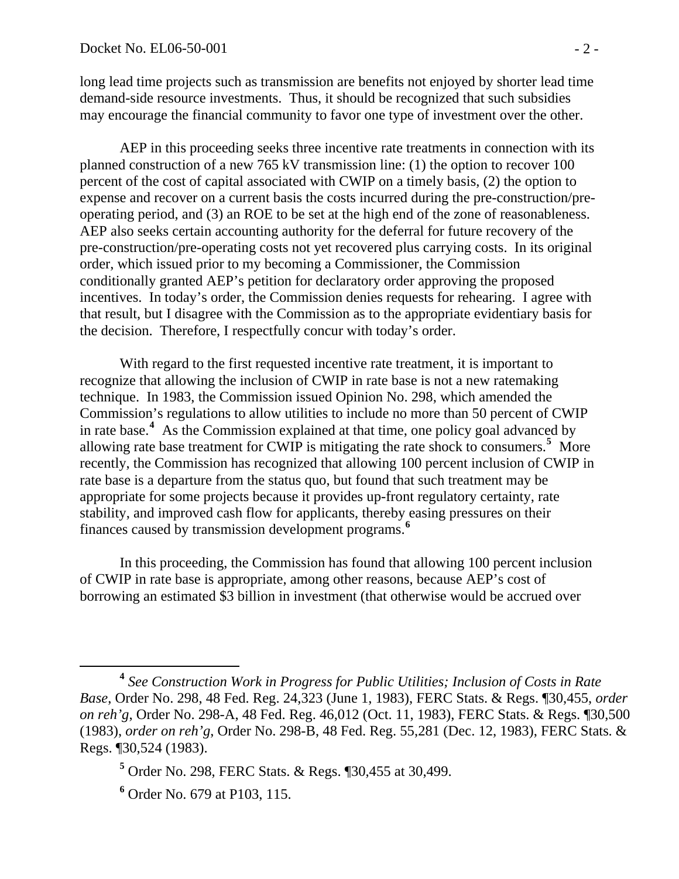long lead time projects such as transmission are benefits not enjoyed by shorter lead time demand-side resource investments. Thus, it should be recognized that such subsidies may encourage the financial community to favor one type of investment over the other.

AEP in this proceeding seeks three incentive rate treatments in connection with its planned construction of a new 765 kV transmission line: (1) the option to recover 100 percent of the cost of capital associated with CWIP on a timely basis, (2) the option to expense and recover on a current basis the costs incurred during the pre-construction/pre-operating period, and (3) an ROE to be set at the high end of the zone of reasonableness. AEP also seeks certain accounting authority for the deferral for future recovery of the pre-construction/pre-operating costs not yet recovered plus carrying costs. In its original order, which issued prior to my becoming a Commissioner, the Commission conditionally granted AEP's petition for declaratory order approving the proposed incentives. In today's order, the Commission denies requests for rehearing. I agree with that result, but I disagree with the Commission as to the appropriate evidentiary basis for the decision. Therefore, I respectfully concur with today's order.

With regard to the first requested incentive rate treatment, it is important to recognize that allowing the inclusion of CWIP in rate base is not a new ratemaking technique. In 1983, the Commission issued Opinion No. 298, which amended the Commission's regulations to allow utilities to include no more than 50 percent of CWIP in rate base.[4] As the Commission explained at that time, one policy goal advanced by allowing rate base treatment for CWIP is mitigating the rate shock to consumers.[5] More recently, the Commission has recognized that allowing 100 percent inclusion of CWIP in rate base is a departure from the status quo, but found that such treatment may be appropriate for some projects because it provides up-front regulatory certainty, rate stability, and improved cash flow for applicants, thereby easing pressures on their finances caused by transmission development programs.[6]

In this proceeding, the Commission has found that allowing 100 percent inclusion of CWIP in rate base is appropriate, among other reasons, because AEP's cost of borrowing an estimated $3 billion in investment (that otherwise would be accrued over

---

[4] *See Construction Work in Progress for Public Utilities; Inclusion of Costs in Rate Base*, Order No. 298, 48 Fed. Reg. 24,323 (June 1, 1983), FERC Stats. & Regs. ¶30,455, *order on reh'g*, Order No. 298-A, 48 Fed. Reg. 46,012 (Oct. 11, 1983), FERC Stats. & Regs. ¶30,500 (1983), *order on reh'g*, Order No. 298-B, 48 Fed. Reg. 55,281 (Dec. 12, 1983), FERC Stats. & Regs. ¶30,524 (1983).

[5] Order No. 298, FERC Stats. & Regs. ¶30,455 at 30,499.

[6] Order No. 679 at P103, 115.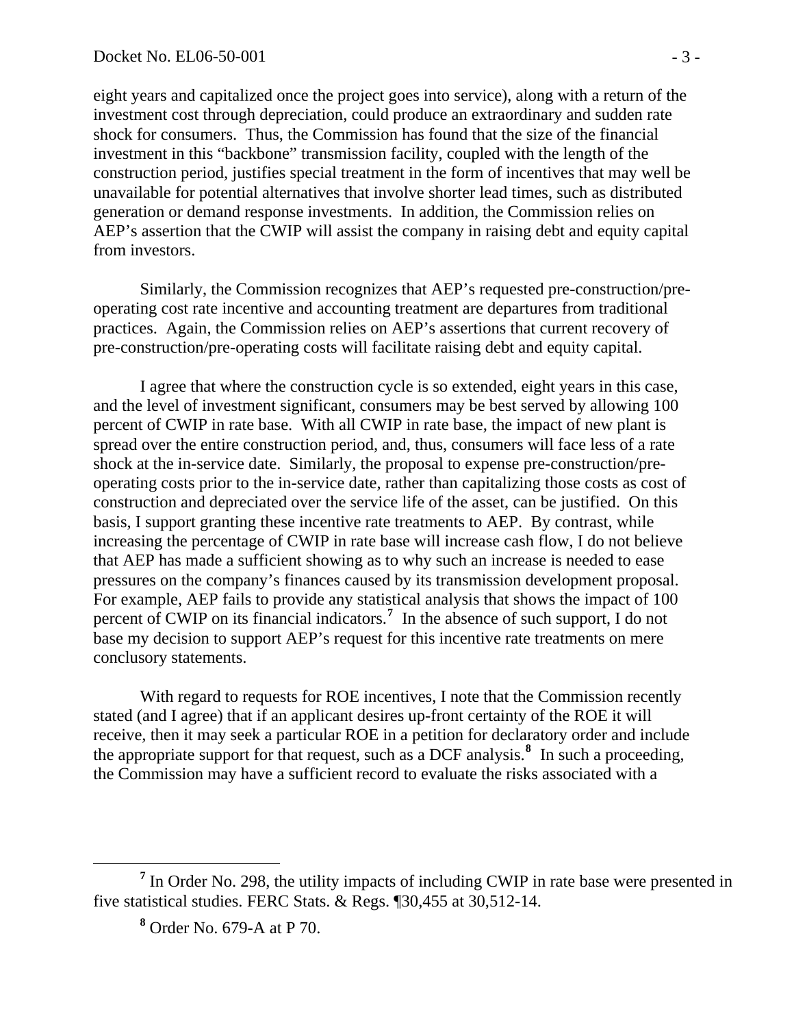eight years and capitalized once the project goes into service), along with a return of the investment cost through depreciation, could produce an extraordinary and sudden rate shock for consumers. Thus, the Commission has found that the size of the financial investment in this "backbone" transmission facility, coupled with the length of the construction period, justifies special treatment in the form of incentives that may well be unavailable for potential alternatives that involve shorter lead times, such as distributed generation or demand response investments. In addition, the Commission relies on AEP's assertion that the CWIP will assist the company in raising debt and equity capital from investors.

Similarly, the Commission recognizes that AEP's requested pre-construction/pre-operating cost rate incentive and accounting treatment are departures from traditional practices. Again, the Commission relies on AEP's assertions that current recovery of pre-construction/pre-operating costs will facilitate raising debt and equity capital.

I agree that where the construction cycle is so extended, eight years in this case, and the level of investment significant, consumers may be best served by allowing 100 percent of CWIP in rate base. With all CWIP in rate base, the impact of new plant is spread over the entire construction period, and, thus, consumers will face less of a rate shock at the in-service date. Similarly, the proposal to expense pre-construction/pre-operating costs prior to the in-service date, rather than capitalizing those costs as cost of construction and depreciated over the service life of the asset, can be justified. On this basis, I support granting these incentive rate treatments to AEP. By contrast, while increasing the percentage of CWIP in rate base will increase cash flow, I do not believe that AEP has made a sufficient showing as to why such an increase is needed to ease pressures on the company's finances caused by its transmission development proposal. For example, AEP fails to provide any statistical analysis that shows the impact of 100 percent of CWIP on its financial indicators.[7] In the absence of such support, I do not base my decision to support AEP's request for this incentive rate treatments on mere conclusory statements.

With regard to requests for ROE incentives, I note that the Commission recently stated (and I agree) that if an applicant desires up-front certainty of the ROE it will receive, then it may seek a particular ROE in a petition for declaratory order and include the appropriate support for that request, such as a DCF analysis.[8] In such a proceeding, the Commission may have a sufficient record to evaluate the risks associated with a

[7] In Order No. 298, the utility impacts of including CWIP in rate base were presented in five statistical studies. FERC Stats. & Regs. ¶30,455 at 30,512-14.

[8] Order No. 679-A at P 70.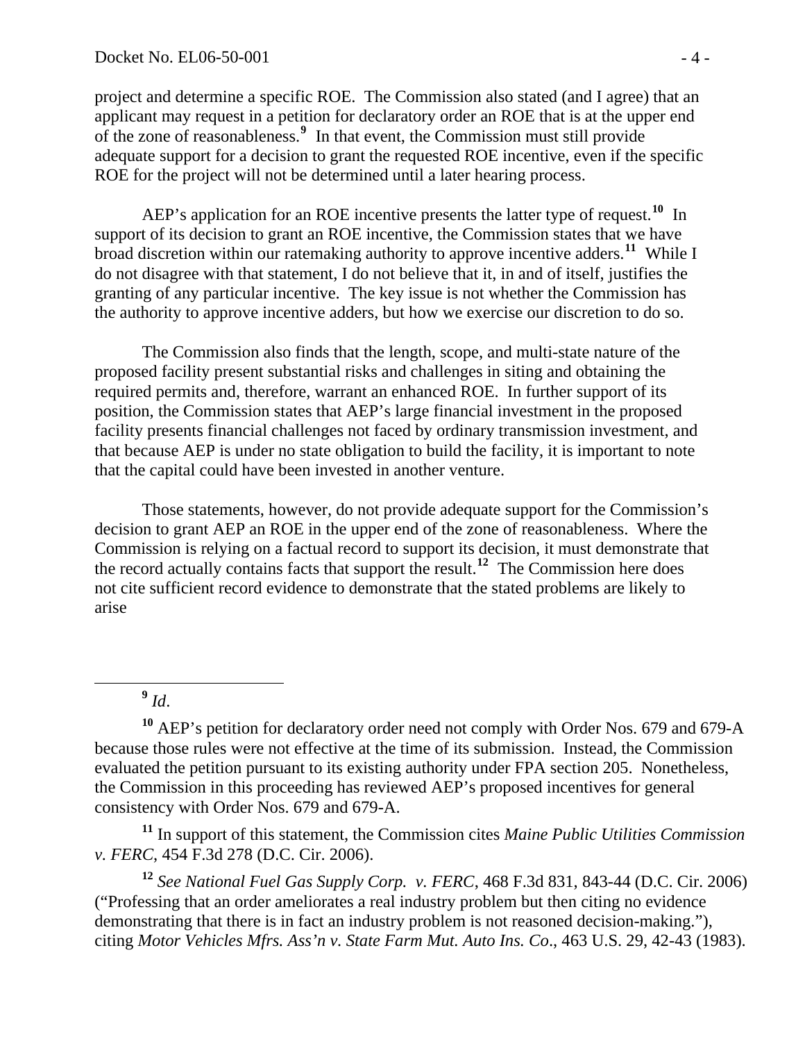project and determine a specific ROE. The Commission also stated (and I agree) that an applicant may request in a petition for declaratory order an ROE that is at the upper end of the zone of reasonableness.[9] In that event, the Commission must still provide adequate support for a decision to grant the requested ROE incentive, even if the specific ROE for the project will not be determined until a later hearing process.

AEP's application for an ROE incentive presents the latter type of request.[10] In support of its decision to grant an ROE incentive, the Commission states that we have broad discretion within our ratemaking authority to approve incentive adders.[11] While I do not disagree with that statement, I do not believe that it, in and of itself, justifies the granting of any particular incentive. The key issue is not whether the Commission has the authority to approve incentive adders, but how we exercise our discretion to do so.

The Commission also finds that the length, scope, and multi-state nature of the proposed facility present substantial risks and challenges in siting and obtaining the required permits and, therefore, warrant an enhanced ROE. In further support of its position, the Commission states that AEP's large financial investment in the proposed facility presents financial challenges not faced by ordinary transmission investment, and that because AEP is under no state obligation to build the facility, it is important to note that the capital could have been invested in another venture.

Those statements, however, do not provide adequate support for the Commission's decision to grant AEP an ROE in the upper end of the zone of reasonableness. Where the Commission is relying on a factual record to support its decision, it must demonstrate that the record actually contains facts that support the result.[12] The Commission here does not cite sufficient record evidence to demonstrate that the stated problems are likely to arise

[9] *Id*.

[10] AEP's petition for declaratory order need not comply with Order Nos. 679 and 679-A because those rules were not effective at the time of its submission. Instead, the Commission evaluated the petition pursuant to its existing authority under FPA section 205. Nonetheless, the Commission in this proceeding has reviewed AEP's proposed incentives for general consistency with Order Nos. 679 and 679-A.

[11] In support of this statement, the Commission cites *Maine Public Utilities Commission v. FERC*, 454 F.3d 278 (D.C. Cir. 2006).

[12] *See National Fuel Gas Supply Corp. v. FERC*, 468 F.3d 831, 843-44 (D.C. Cir. 2006) ("Professing that an order ameliorates a real industry problem but then citing no evidence demonstrating that there is in fact an industry problem is not reasoned decision-making."), citing *Motor Vehicles Mfrs. Ass'n v. State Farm Mut. Auto Ins. Co*., 463 U.S. 29, 42-43 (1983).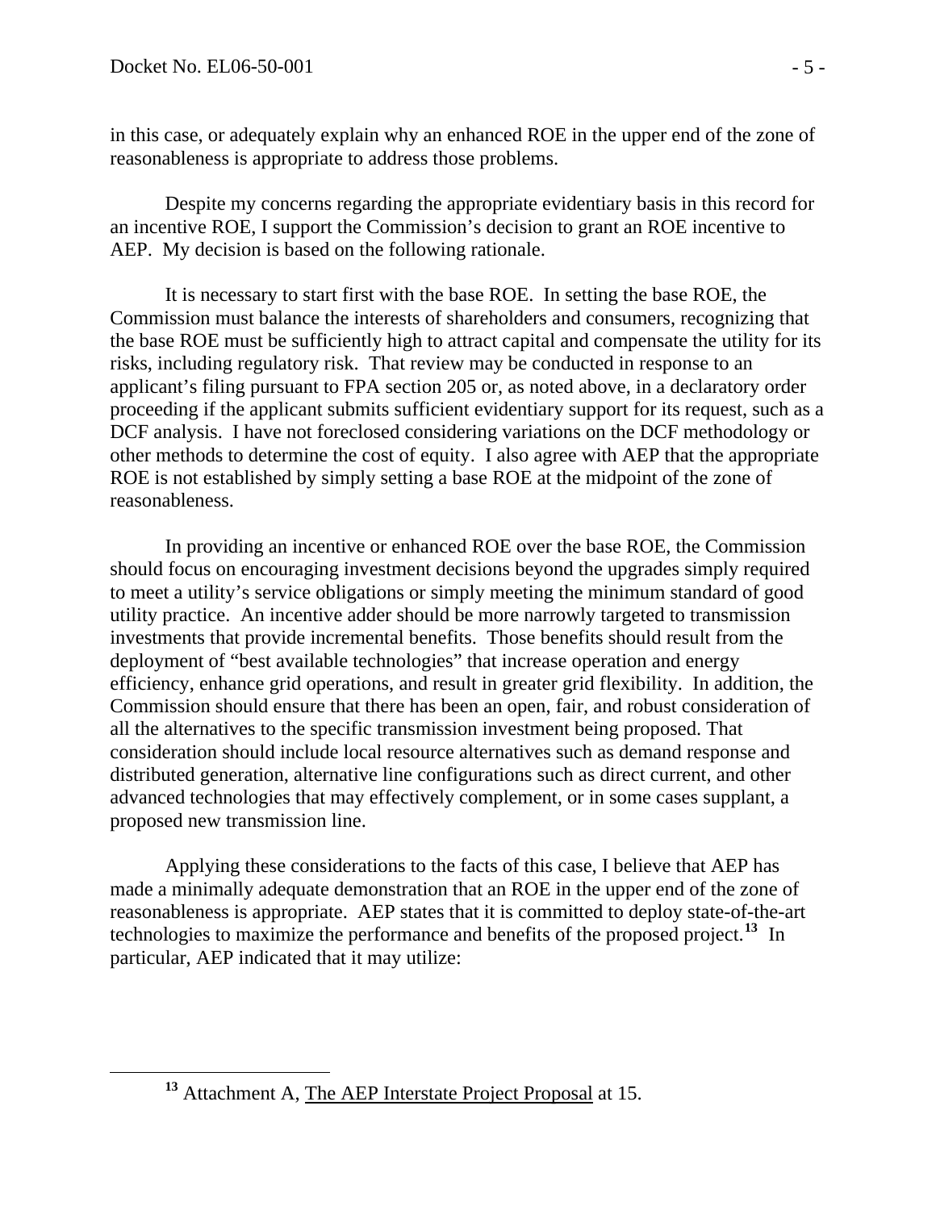in this case, or adequately explain why an enhanced ROE in the upper end of the zone of reasonableness is appropriate to address those problems.

Despite my concerns regarding the appropriate evidentiary basis in this record for an incentive ROE, I support the Commission's decision to grant an ROE incentive to AEP. My decision is based on the following rationale.

It is necessary to start first with the base ROE. In setting the base ROE, the Commission must balance the interests of shareholders and consumers, recognizing that the base ROE must be sufficiently high to attract capital and compensate the utility for its risks, including regulatory risk. That review may be conducted in response to an applicant's filing pursuant to FPA section 205 or, as noted above, in a declaratory order proceeding if the applicant submits sufficient evidentiary support for its request, such as a DCF analysis. I have not foreclosed considering variations on the DCF methodology or other methods to determine the cost of equity. I also agree with AEP that the appropriate ROE is not established by simply setting a base ROE at the midpoint of the zone of reasonableness.

In providing an incentive or enhanced ROE over the base ROE, the Commission should focus on encouraging investment decisions beyond the upgrades simply required to meet a utility's service obligations or simply meeting the minimum standard of good utility practice. An incentive adder should be more narrowly targeted to transmission investments that provide incremental benefits. Those benefits should result from the deployment of "best available technologies" that increase operation and energy efficiency, enhance grid operations, and result in greater grid flexibility. In addition, the Commission should ensure that there has been an open, fair, and robust consideration of all the alternatives to the specific transmission investment being proposed. That consideration should include local resource alternatives such as demand response and distributed generation, alternative line configurations such as direct current, and other advanced technologies that may effectively complement, or in some cases supplant, a proposed new transmission line.

Applying these considerations to the facts of this case, I believe that AEP has made a minimally adequate demonstration that an ROE in the upper end of the zone of reasonableness is appropriate. AEP states that it is committed to deploy state-of-the-art technologies to maximize the performance and benefits of the proposed project.[13] In particular, AEP indicated that it may utilize:

---

[13] Attachment A, The AEP Interstate Project Proposal at 15.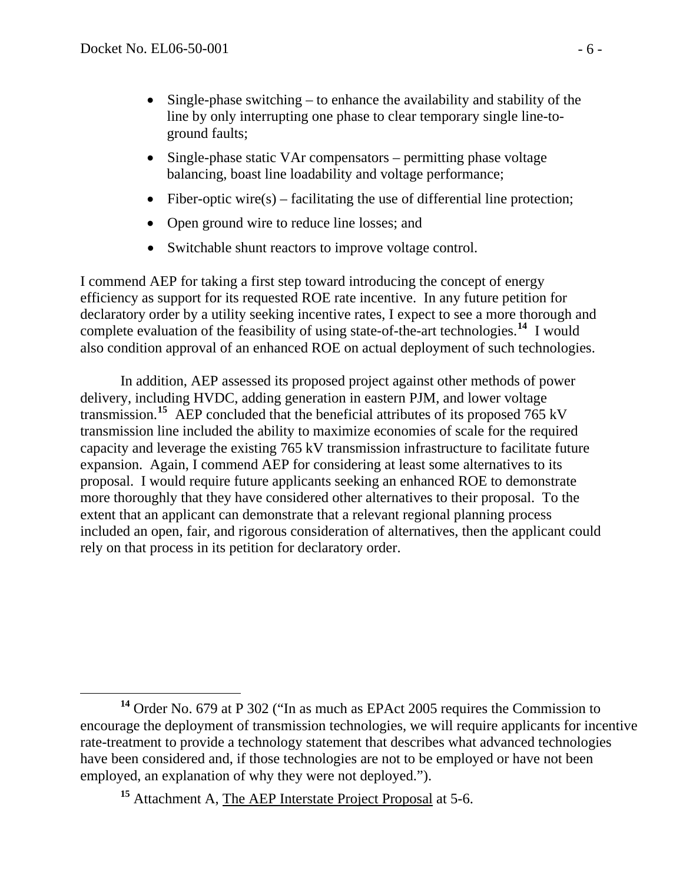- Single-phase switching – to enhance the availability and stability of the line by only interrupting one phase to clear temporary single line-to-ground faults;
- Single-phase static VAr compensators – permitting phase voltage balancing, boast line loadability and voltage performance;
- Fiber-optic wire(s) – facilitating the use of differential line protection;
- Open ground wire to reduce line losses; and
- Switchable shunt reactors to improve voltage control.

I commend AEP for taking a first step toward introducing the concept of energy efficiency as support for its requested ROE rate incentive. In any future petition for declaratory order by a utility seeking incentive rates, I expect to see a more thorough and complete evaluation of the feasibility of using state-of-the-art technologies.[14] I would also condition approval of an enhanced ROE on actual deployment of such technologies.

In addition, AEP assessed its proposed project against other methods of power delivery, including HVDC, adding generation in eastern PJM, and lower voltage transmission.[15] AEP concluded that the beneficial attributes of its proposed 765 kV transmission line included the ability to maximize economies of scale for the required capacity and leverage the existing 765 kV transmission infrastructure to facilitate future expansion. Again, I commend AEP for considering at least some alternatives to its proposal. I would require future applicants seeking an enhanced ROE to demonstrate more thoroughly that they have considered other alternatives to their proposal. To the extent that an applicant can demonstrate that a relevant regional planning process included an open, fair, and rigorous consideration of alternatives, then the applicant could rely on that process in its petition for declaratory order.

---

[14] Order No. 679 at P 302 ("In as much as EPAct 2005 requires the Commission to encourage the deployment of transmission technologies, we will require applicants for incentive rate-treatment to provide a technology statement that describes what advanced technologies have been considered and, if those technologies are not to be employed or have not been employed, an explanation of why they were not deployed.").

[15] Attachment A, The AEP Interstate Project Proposal at 5-6.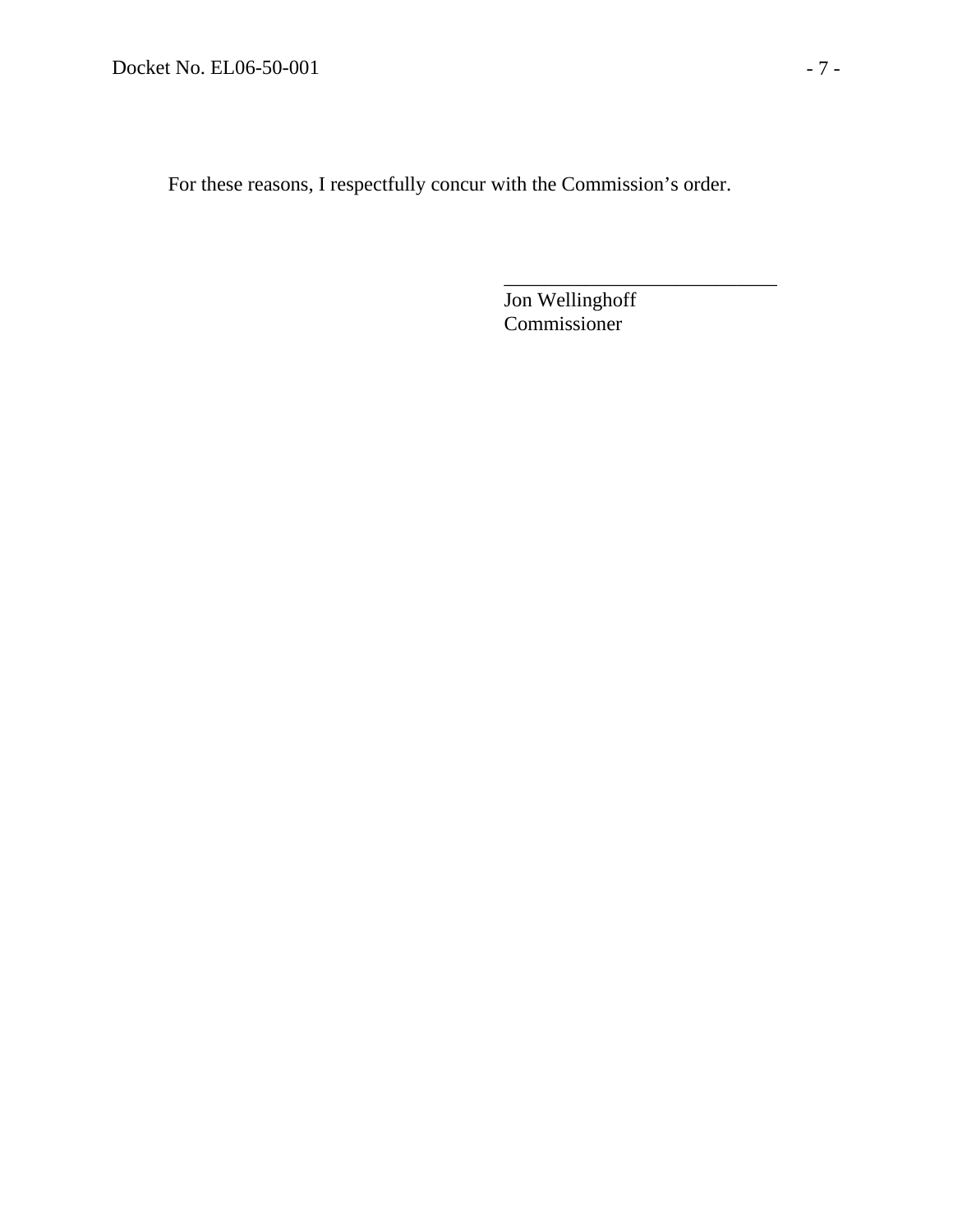For these reasons, I respectfully concur with the Commission's order.

\_\_\_\_\_\_\_\_\_\_\_\_\_\_\_\_\_\_\_\_\_\_\_\_\_\_\_\_
Jon Wellinghoff
Commissioner